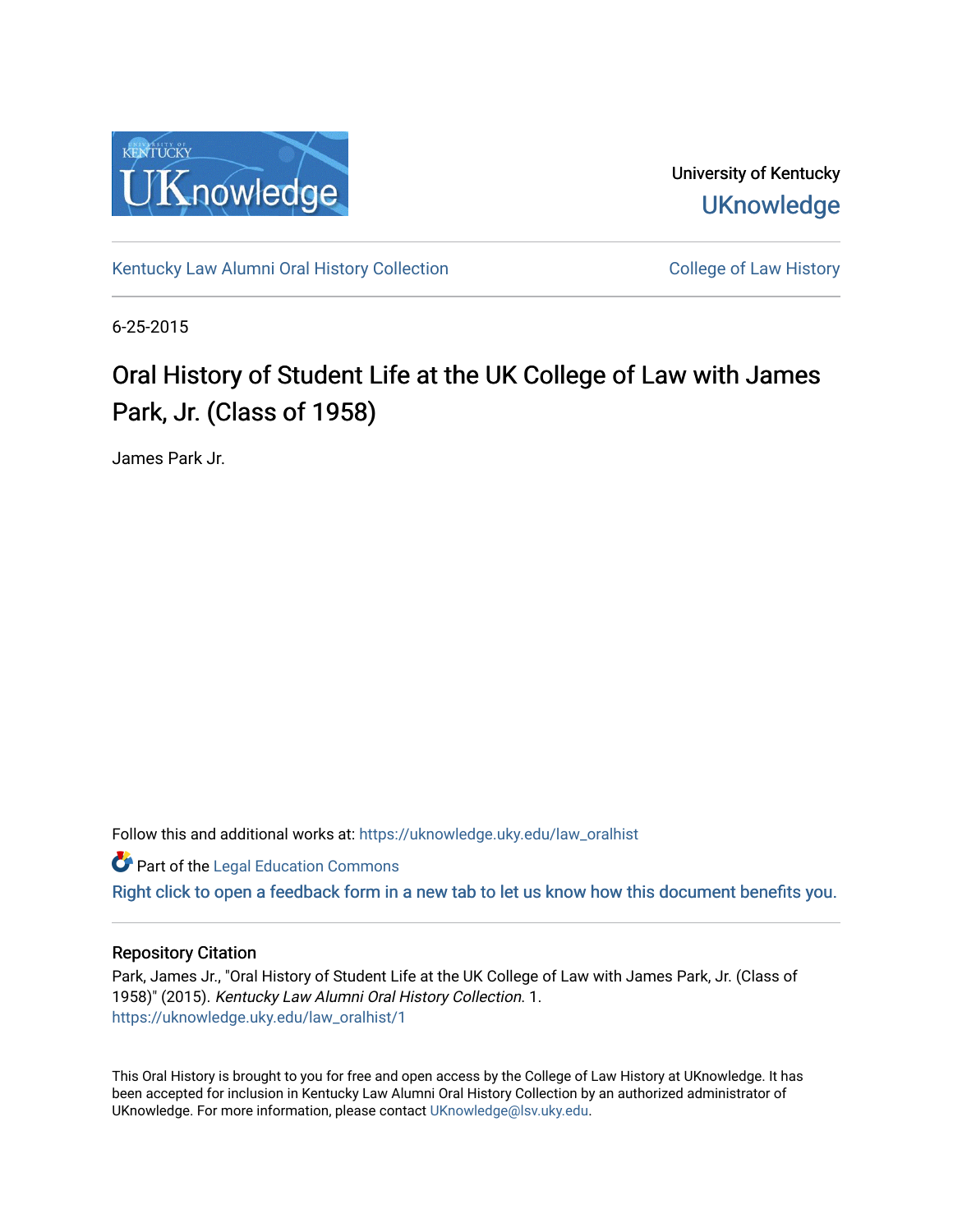University of Kentucky

UKnowledge

Kentucky Law Alumni Oral History Collection

College of Law History

6-25-2015

# Oral History of Student Life at the UK College of Law with James Park, Jr. (Class of 1958)

James Park Jr.

Follow this and additional works at: https://uknowledge.uky.edu/law_oralhist

Part of the Legal Education Commons

Right click to open a feedback form in a new tab to let us know how this document benefits you.

## Repository Citation

Park, James Jr., "Oral History of Student Life at the UK College of Law with James Park, Jr. (Class of 1958)" (2015). *Kentucky Law Alumni Oral History Collection*. 1.
https://uknowledge.uky.edu/law_oralhist/1

This Oral History is brought to you for free and open access by the College of Law History at UKnowledge. It has been accepted for inclusion in Kentucky Law Alumni Oral History Collection by an authorized administrator of UKnowledge. For more information, please contact UKnowledge@lsv.uky.edu.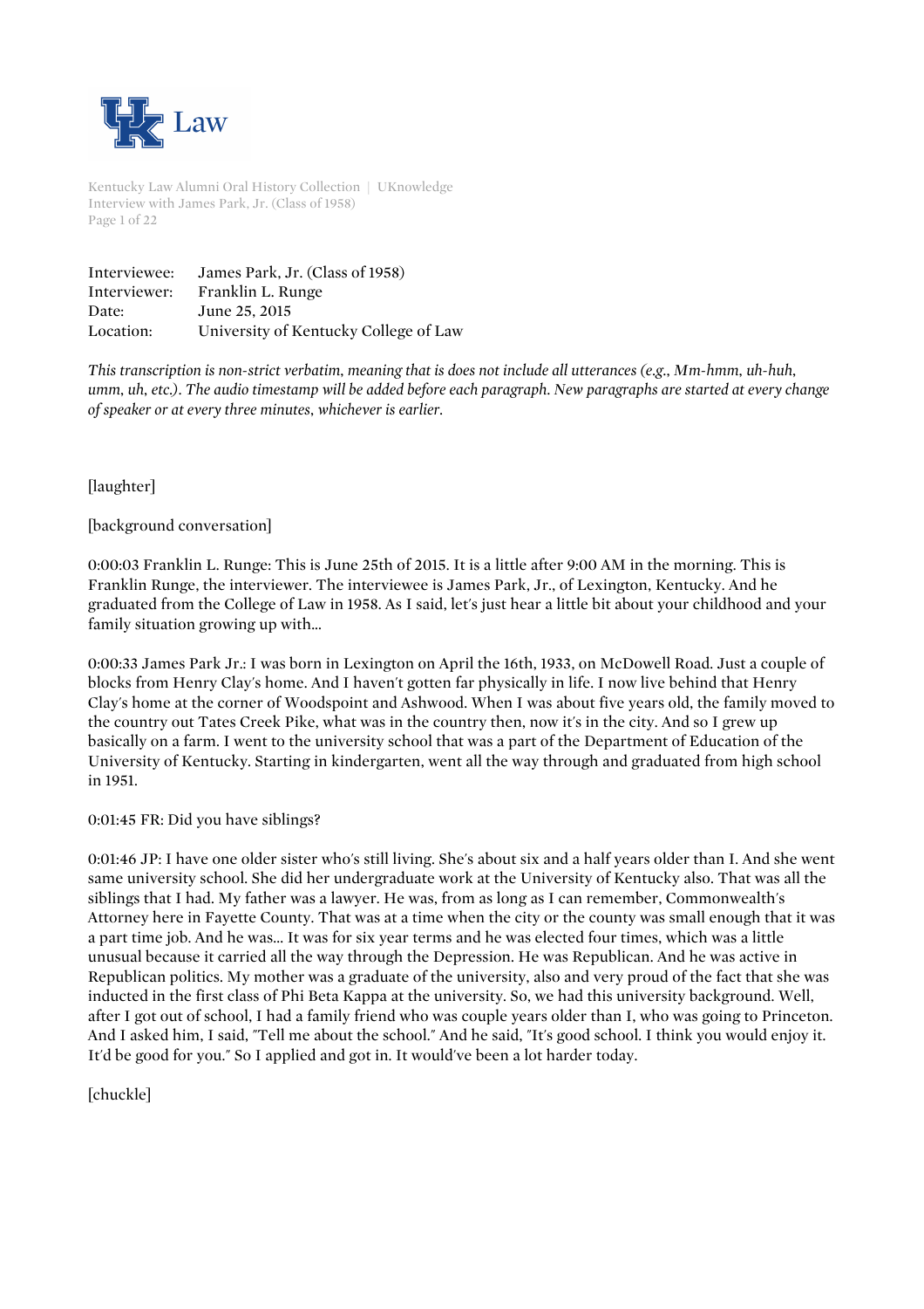| | |
|---|---|
| Interviewee: | James Park, Jr. (Class of 1958) |
| Interviewer: | Franklin L. Runge |
| Date: | June 25, 2015 |
| Location: | University of Kentucky College of Law |

*This transcription is non-strict verbatim, meaning that is does not include all utterances (e.g., Mm-hmm, uh-huh, umm, uh, etc.). The audio timestamp will be added before each paragraph. New paragraphs are started at every change of speaker or at every three minutes, whichever is earlier.*

[laughter]

[background conversation]

0:00:03 Franklin L. Runge: This is June 25th of 2015. It is a little after 9:00 AM in the morning. This is Franklin Runge, the interviewer. The interviewee is James Park, Jr., of Lexington, Kentucky. And he graduated from the College of Law in 1958. As I said, let's just hear a little bit about your childhood and your family situation growing up with...

0:00:33 James Park Jr.: I was born in Lexington on April the 16th, 1933, on McDowell Road. Just a couple of blocks from Henry Clay's home. And I haven't gotten far physically in life. I now live behind that Henry Clay's home at the corner of Woodspoint and Ashwood. When I was about five years old, the family moved to the country out Tates Creek Pike, what was in the country then, now it's in the city. And so I grew up basically on a farm. I went to the university school that was a part of the Department of Education of the University of Kentucky. Starting in kindergarten, went all the way through and graduated from high school in 1951.

0:01:45 FR: Did you have siblings?

0:01:46 JP: I have one older sister who's still living. She's about six and a half years older than I. And she went same university school. She did her undergraduate work at the University of Kentucky also. That was all the siblings that I had. My father was a lawyer. He was, from as long as I can remember, Commonwealth's Attorney here in Fayette County. That was at a time when the city or the county was small enough that it was a part time job. And he was... It was for six year terms and he was elected four times, which was a little unusual because it carried all the way through the Depression. He was Republican. And he was active in Republican politics. My mother was a graduate of the university, also and very proud of the fact that she was inducted in the first class of Phi Beta Kappa at the university. So, we had this university background. Well, after I got out of school, I had a family friend who was couple years older than I, who was going to Princeton. And I asked him, I said, "Tell me about the school." And he said, "It's good school. I think you would enjoy it. It'd be good for you." So I applied and got in. It would've been a lot harder today.

[chuckle]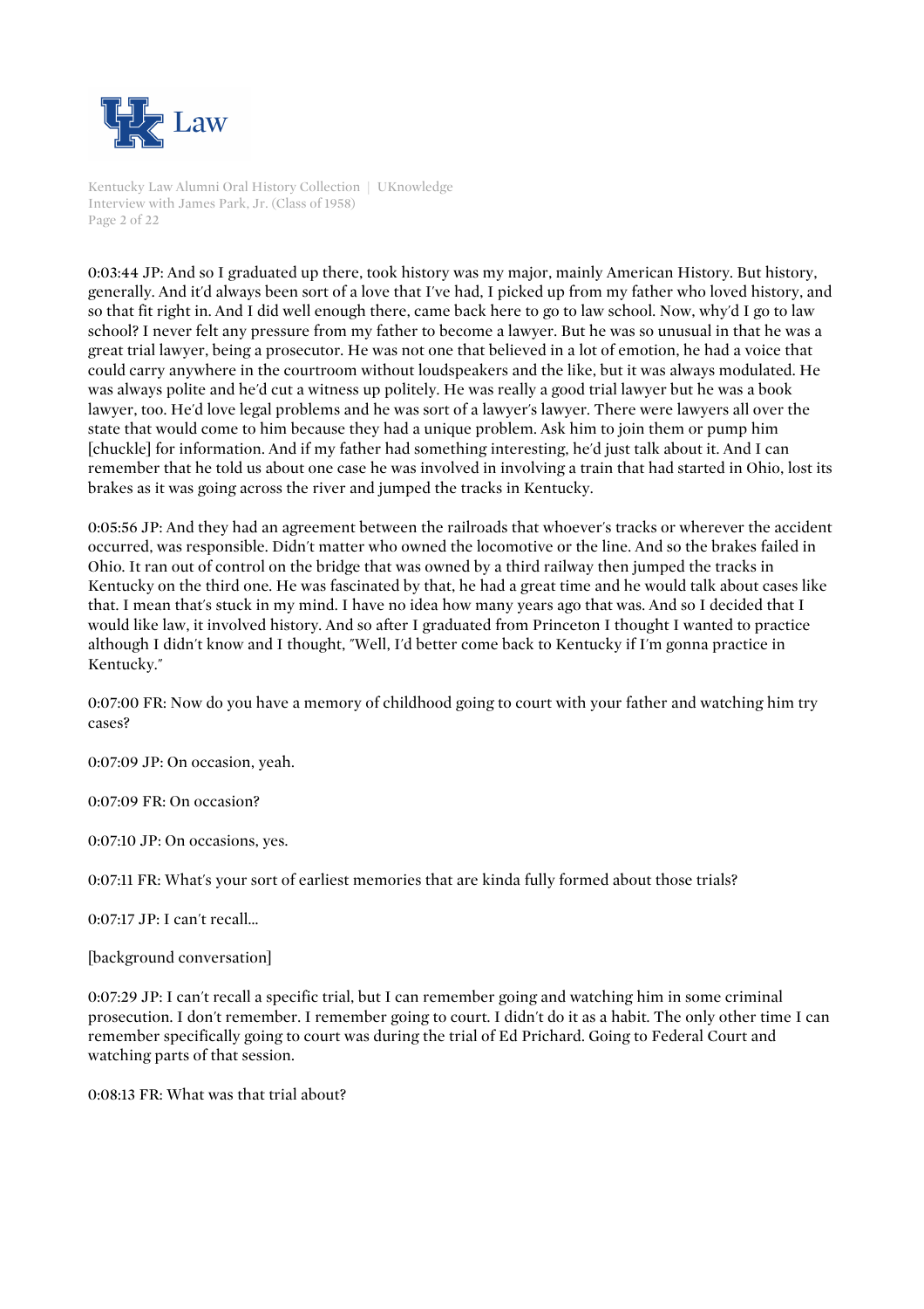0:03:44 JP: And so I graduated up there, took history was my major, mainly American History. But history, generally. And it'd always been sort of a love that I've had, I picked up from my father who loved history, and so that fit right in. And I did well enough there, came back here to go to law school. Now, why'd I go to law school? I never felt any pressure from my father to become a lawyer. But he was so unusual in that he was a great trial lawyer, being a prosecutor. He was not one that believed in a lot of emotion, he had a voice that could carry anywhere in the courtroom without loudspeakers and the like, but it was always modulated. He was always polite and he'd cut a witness up politely. He was really a good trial lawyer but he was a book lawyer, too. He'd love legal problems and he was sort of a lawyer's lawyer. There were lawyers all over the state that would come to him because they had a unique problem. Ask him to join them or pump him [chuckle] for information. And if my father had something interesting, he'd just talk about it. And I can remember that he told us about one case he was involved in involving a train that had started in Ohio, lost its brakes as it was going across the river and jumped the tracks in Kentucky.

0:05:56 JP: And they had an agreement between the railroads that whoever's tracks or wherever the accident occurred, was responsible. Didn't matter who owned the locomotive or the line. And so the brakes failed in Ohio. It ran out of control on the bridge that was owned by a third railway then jumped the tracks in Kentucky on the third one. He was fascinated by that, he had a great time and he would talk about cases like that. I mean that's stuck in my mind. I have no idea how many years ago that was. And so I decided that I would like law, it involved history. And so after I graduated from Princeton I thought I wanted to practice although I didn't know and I thought, "Well, I'd better come back to Kentucky if I'm gonna practice in Kentucky."

0:07:00 FR: Now do you have a memory of childhood going to court with your father and watching him try cases?

0:07:09 JP: On occasion, yeah.

0:07:09 FR: On occasion?

0:07:10 JP: On occasions, yes.

0:07:11 FR: What's your sort of earliest memories that are kinda fully formed about those trials?

0:07:17 JP: I can't recall...

[background conversation]

0:07:29 JP: I can't recall a specific trial, but I can remember going and watching him in some criminal prosecution. I don't remember. I remember going to court. I didn't do it as a habit. The only other time I can remember specifically going to court was during the trial of Ed Prichard. Going to Federal Court and watching parts of that session.

0:08:13 FR: What was that trial about?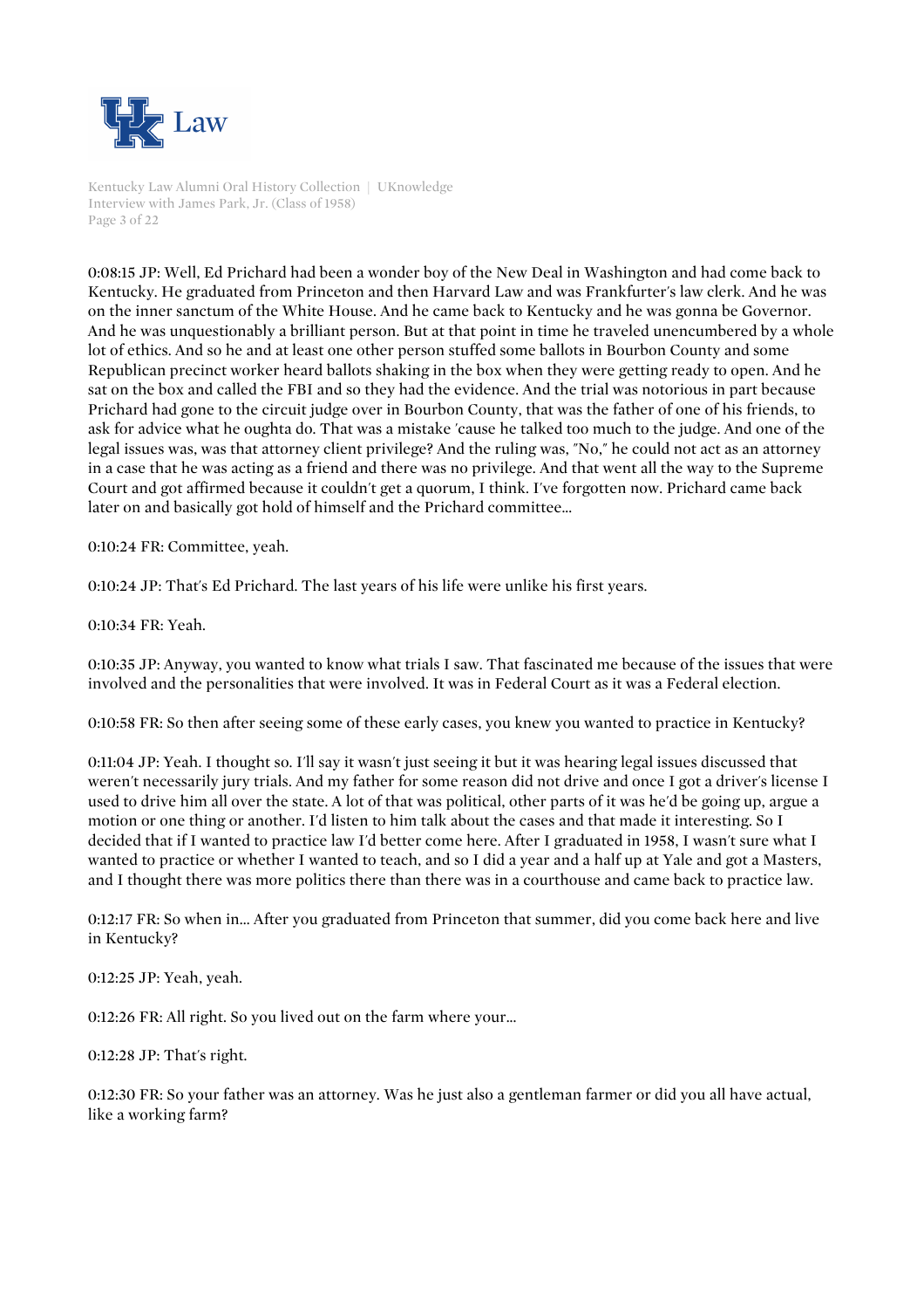0:08:15 JP: Well, Ed Prichard had been a wonder boy of the New Deal in Washington and had come back to Kentucky. He graduated from Princeton and then Harvard Law and was Frankfurter's law clerk. And he was on the inner sanctum of the White House. And he came back to Kentucky and he was gonna be Governor. And he was unquestionably a brilliant person. But at that point in time he traveled unencumbered by a whole lot of ethics. And so he and at least one other person stuffed some ballots in Bourbon County and some Republican precinct worker heard ballots shaking in the box when they were getting ready to open. And he sat on the box and called the FBI and so they had the evidence. And the trial was notorious in part because Prichard had gone to the circuit judge over in Bourbon County, that was the father of one of his friends, to ask for advice what he oughta do. That was a mistake 'cause he talked too much to the judge. And one of the legal issues was, was that attorney client privilege? And the ruling was, "No," he could not act as an attorney in a case that he was acting as a friend and there was no privilege. And that went all the way to the Supreme Court and got affirmed because it couldn't get a quorum, I think. I've forgotten now. Prichard came back later on and basically got hold of himself and the Prichard committee...

0:10:24 FR: Committee, yeah.

0:10:24 JP: That's Ed Prichard. The last years of his life were unlike his first years.

0:10:34 FR: Yeah.

0:10:35 JP: Anyway, you wanted to know what trials I saw. That fascinated me because of the issues that were involved and the personalities that were involved. It was in Federal Court as it was a Federal election.

0:10:58 FR: So then after seeing some of these early cases, you knew you wanted to practice in Kentucky?

0:11:04 JP: Yeah. I thought so. I'll say it wasn't just seeing it but it was hearing legal issues discussed that weren't necessarily jury trials. And my father for some reason did not drive and once I got a driver's license I used to drive him all over the state. A lot of that was political, other parts of it was he'd be going up, argue a motion or one thing or another. I'd listen to him talk about the cases and that made it interesting. So I decided that if I wanted to practice law I'd better come here. After I graduated in 1958, I wasn't sure what I wanted to practice or whether I wanted to teach, and so I did a year and a half up at Yale and got a Masters, and I thought there was more politics there than there was in a courthouse and came back to practice law.

0:12:17 FR: So when in... After you graduated from Princeton that summer, did you come back here and live in Kentucky?

0:12:25 JP: Yeah, yeah.

0:12:26 FR: All right. So you lived out on the farm where your...

0:12:28 JP: That's right.

0:12:30 FR: So your father was an attorney. Was he just also a gentleman farmer or did you all have actual, like a working farm?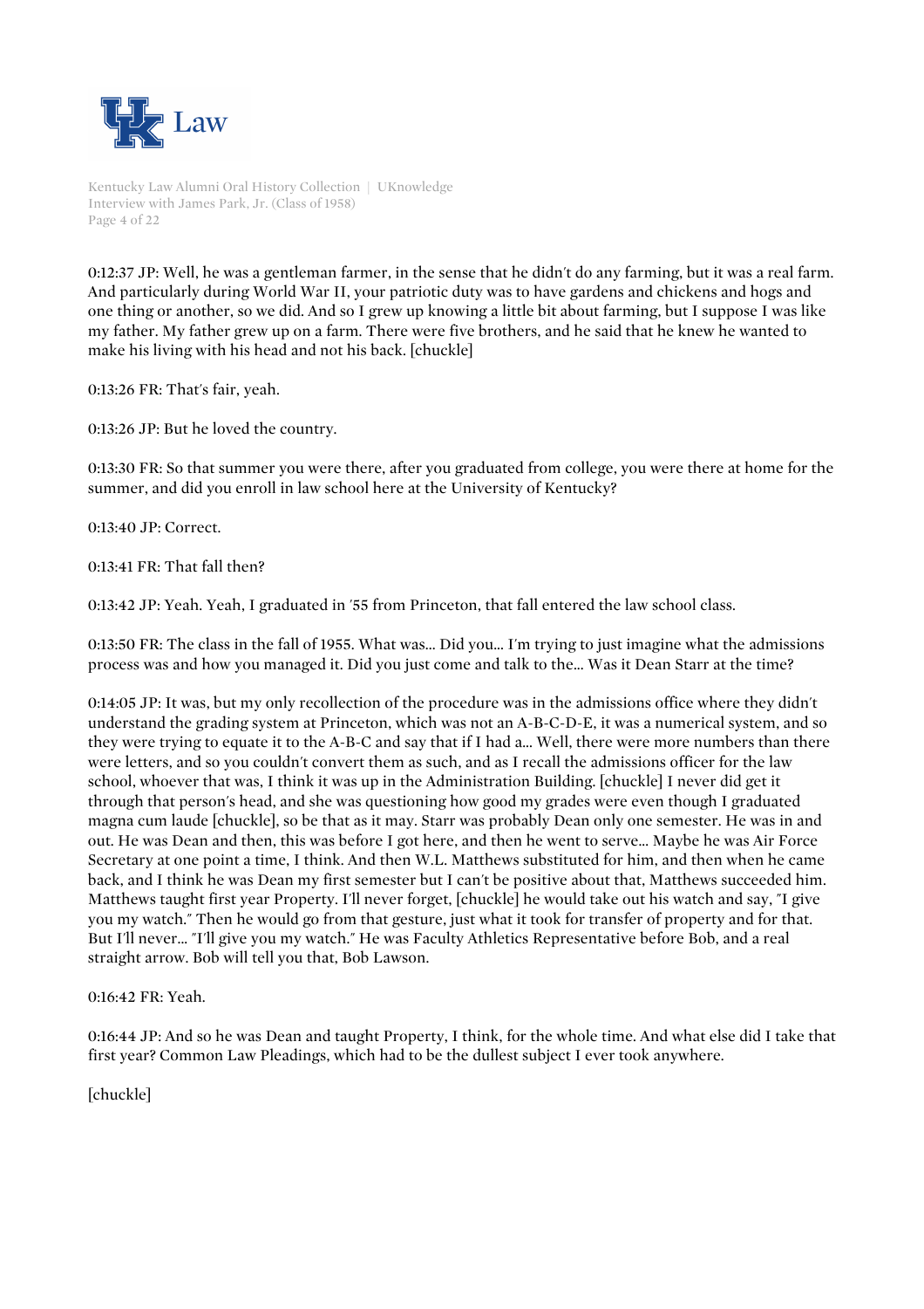0:12:37 JP: Well, he was a gentleman farmer, in the sense that he didn't do any farming, but it was a real farm. And particularly during World War II, your patriotic duty was to have gardens and chickens and hogs and one thing or another, so we did. And so I grew up knowing a little bit about farming, but I suppose I was like my father. My father grew up on a farm. There were five brothers, and he said that he knew he wanted to make his living with his head and not his back. [chuckle]

0:13:26 FR: That's fair, yeah.

0:13:26 JP: But he loved the country.

0:13:30 FR: So that summer you were there, after you graduated from college, you were there at home for the summer, and did you enroll in law school here at the University of Kentucky?

0:13:40 JP: Correct.

0:13:41 FR: That fall then?

0:13:42 JP: Yeah. Yeah, I graduated in '55 from Princeton, that fall entered the law school class.

0:13:50 FR: The class in the fall of 1955. What was... Did you... I'm trying to just imagine what the admissions process was and how you managed it. Did you just come and talk to the... Was it Dean Starr at the time?

0:14:05 JP: It was, but my only recollection of the procedure was in the admissions office where they didn't understand the grading system at Princeton, which was not an A-B-C-D-E, it was a numerical system, and so they were trying to equate it to the A-B-C and say that if I had a... Well, there were more numbers than there were letters, and so you couldn't convert them as such, and as I recall the admissions officer for the law school, whoever that was, I think it was up in the Administration Building. [chuckle] I never did get it through that person's head, and she was questioning how good my grades were even though I graduated magna cum laude [chuckle], so be that as it may. Starr was probably Dean only one semester. He was in and out. He was Dean and then, this was before I got here, and then he went to serve... Maybe he was Air Force Secretary at one point a time, I think. And then W.L. Matthews substituted for him, and then when he came back, and I think he was Dean my first semester but I can't be positive about that, Matthews succeeded him. Matthews taught first year Property. I'll never forget, [chuckle] he would take out his watch and say, "I give you my watch." Then he would go from that gesture, just what it took for transfer of property and for that. But I'll never... "I'll give you my watch." He was Faculty Athletics Representative before Bob, and a real straight arrow. Bob will tell you that, Bob Lawson.

0:16:42 FR: Yeah.

0:16:44 JP: And so he was Dean and taught Property, I think, for the whole time. And what else did I take that first year? Common Law Pleadings, which had to be the dullest subject I ever took anywhere.

[chuckle]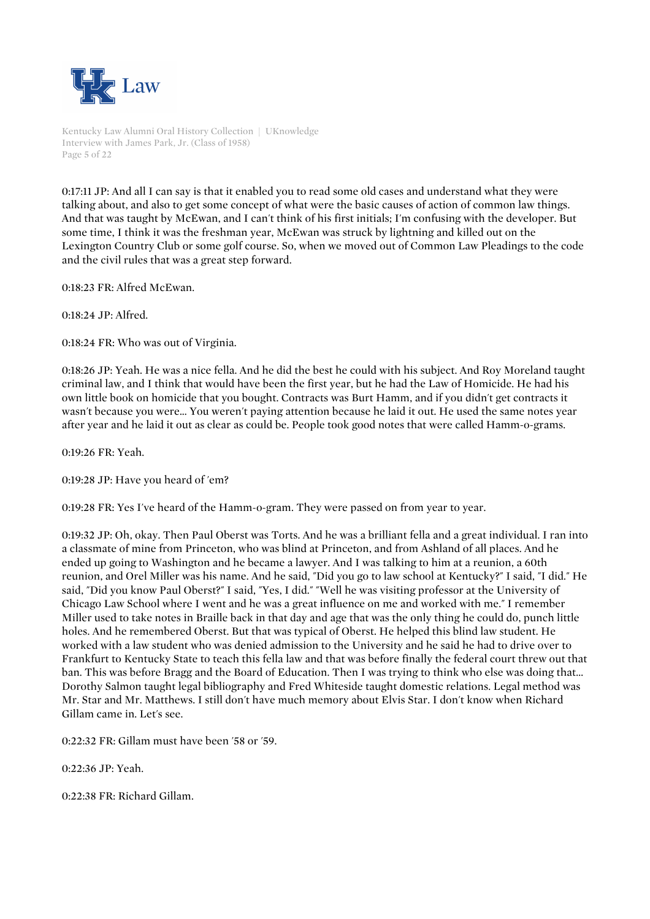0:17:11 JP: And all I can say is that it enabled you to read some old cases and understand what they were talking about, and also to get some concept of what were the basic causes of action of common law things. And that was taught by McEwan, and I can't think of his first initials; I'm confusing with the developer. But some time, I think it was the freshman year, McEwan was struck by lightning and killed out on the Lexington Country Club or some golf course. So, when we moved out of Common Law Pleadings to the code and the civil rules that was a great step forward.

0:18:23 FR: Alfred McEwan.

0:18:24 JP: Alfred.

0:18:24 FR: Who was out of Virginia.

0:18:26 JP: Yeah. He was a nice fella. And he did the best he could with his subject. And Roy Moreland taught criminal law, and I think that would have been the first year, but he had the Law of Homicide. He had his own little book on homicide that you bought. Contracts was Burt Hamm, and if you didn't get contracts it wasn't because you were... You weren't paying attention because he laid it out. He used the same notes year after year and he laid it out as clear as could be. People took good notes that were called Hamm-o-grams.

0:19:26 FR: Yeah.

0:19:28 JP: Have you heard of 'em?

0:19:28 FR: Yes I've heard of the Hamm-o-gram. They were passed on from year to year.

0:19:32 JP: Oh, okay. Then Paul Oberst was Torts. And he was a brilliant fella and a great individual. I ran into a classmate of mine from Princeton, who was blind at Princeton, and from Ashland of all places. And he ended up going to Washington and he became a lawyer. And I was talking to him at a reunion, a 60th reunion, and Orel Miller was his name. And he said, "Did you go to law school at Kentucky?" I said, "I did." He said, "Did you know Paul Oberst?" I said, "Yes, I did." "Well he was visiting professor at the University of Chicago Law School where I went and he was a great influence on me and worked with me." I remember Miller used to take notes in Braille back in that day and age that was the only thing he could do, punch little holes. And he remembered Oberst. But that was typical of Oberst. He helped this blind law student. He worked with a law student who was denied admission to the University and he said he had to drive over to Frankfurt to Kentucky State to teach this fella law and that was before finally the federal court threw out that ban. This was before Bragg and the Board of Education. Then I was trying to think who else was doing that... Dorothy Salmon taught legal bibliography and Fred Whiteside taught domestic relations. Legal method was Mr. Star and Mr. Matthews. I still don't have much memory about Elvis Star. I don't know when Richard Gillam came in. Let's see.

0:22:32 FR: Gillam must have been '58 or '59.

0:22:36 JP: Yeah.

0:22:38 FR: Richard Gillam.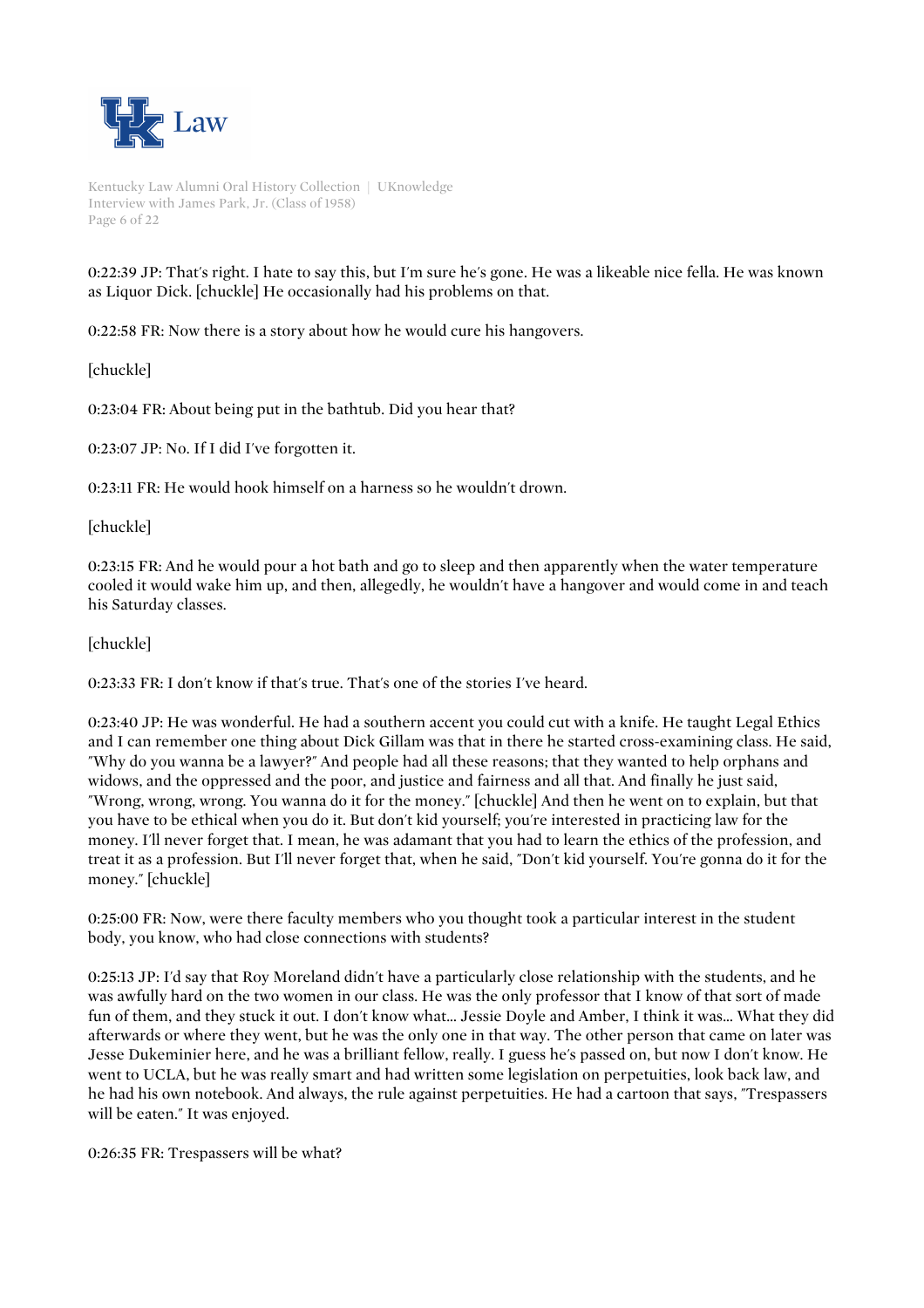0:22:39 JP: That's right. I hate to say this, but I'm sure he's gone. He was a likeable nice fella. He was known as Liquor Dick. [chuckle] He occasionally had his problems on that.

0:22:58 FR: Now there is a story about how he would cure his hangovers.

[chuckle]

0:23:04 FR: About being put in the bathtub. Did you hear that?

0:23:07 JP: No. If I did I've forgotten it.

0:23:11 FR: He would hook himself on a harness so he wouldn't drown.

[chuckle]

0:23:15 FR: And he would pour a hot bath and go to sleep and then apparently when the water temperature cooled it would wake him up, and then, allegedly, he wouldn't have a hangover and would come in and teach his Saturday classes.

[chuckle]

0:23:33 FR: I don't know if that's true. That's one of the stories I've heard.

0:23:40 JP: He was wonderful. He had a southern accent you could cut with a knife. He taught Legal Ethics and I can remember one thing about Dick Gillam was that in there he started cross-examining class. He said, "Why do you wanna be a lawyer?" And people had all these reasons; that they wanted to help orphans and widows, and the oppressed and the poor, and justice and fairness and all that. And finally he just said, "Wrong, wrong, wrong. You wanna do it for the money." [chuckle] And then he went on to explain, but that you have to be ethical when you do it. But don't kid yourself; you're interested in practicing law for the money. I'll never forget that. I mean, he was adamant that you had to learn the ethics of the profession, and treat it as a profession. But I'll never forget that, when he said, "Don't kid yourself. You're gonna do it for the money." [chuckle]

0:25:00 FR: Now, were there faculty members who you thought took a particular interest in the student body, you know, who had close connections with students?

0:25:13 JP: I'd say that Roy Moreland didn't have a particularly close relationship with the students, and he was awfully hard on the two women in our class. He was the only professor that I know of that sort of made fun of them, and they stuck it out. I don't know what... Jessie Doyle and Amber, I think it was... What they did afterwards or where they went, but he was the only one in that way. The other person that came on later was Jesse Dukeminier here, and he was a brilliant fellow, really. I guess he's passed on, but now I don't know. He went to UCLA, but he was really smart and had written some legislation on perpetuities, look back law, and he had his own notebook. And always, the rule against perpetuities. He had a cartoon that says, "Trespassers will be eaten." It was enjoyed.

0:26:35 FR: Trespassers will be what?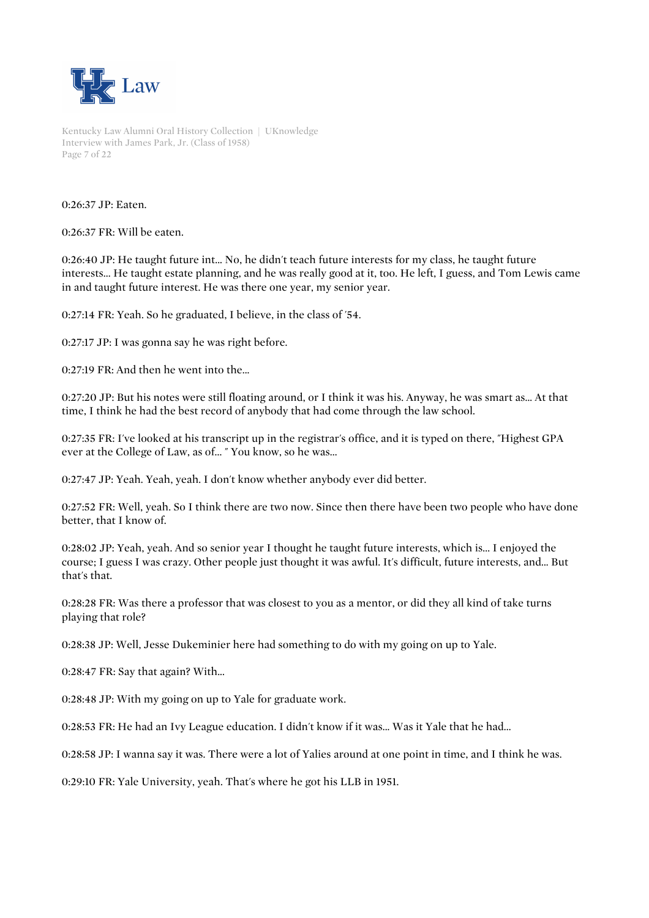0:26:37 JP: Eaten.

0:26:37 FR: Will be eaten.

0:26:40 JP: He taught future int... No, he didn't teach future interests for my class, he taught future interests... He taught estate planning, and he was really good at it, too. He left, I guess, and Tom Lewis came in and taught future interest. He was there one year, my senior year.

0:27:14 FR: Yeah. So he graduated, I believe, in the class of '54.

0:27:17 JP: I was gonna say he was right before.

0:27:19 FR: And then he went into the...

0:27:20 JP: But his notes were still floating around, or I think it was his. Anyway, he was smart as... At that time, I think he had the best record of anybody that had come through the law school.

0:27:35 FR: I've looked at his transcript up in the registrar's office, and it is typed on there, "Highest GPA ever at the College of Law, as of... " You know, so he was...

0:27:47 JP: Yeah. Yeah, yeah. I don't know whether anybody ever did better.

0:27:52 FR: Well, yeah. So I think there are two now. Since then there have been two people who have done better, that I know of.

0:28:02 JP: Yeah, yeah. And so senior year I thought he taught future interests, which is... I enjoyed the course; I guess I was crazy. Other people just thought it was awful. It's difficult, future interests, and... But that's that.

0:28:28 FR: Was there a professor that was closest to you as a mentor, or did they all kind of take turns playing that role?

0:28:38 JP: Well, Jesse Dukeminier here had something to do with my going on up to Yale.

0:28:47 FR: Say that again? With...

0:28:48 JP: With my going on up to Yale for graduate work.

0:28:53 FR: He had an Ivy League education. I didn't know if it was... Was it Yale that he had...

0:28:58 JP: I wanna say it was. There were a lot of Yalies around at one point in time, and I think he was.

0:29:10 FR: Yale University, yeah. That's where he got his LLB in 1951.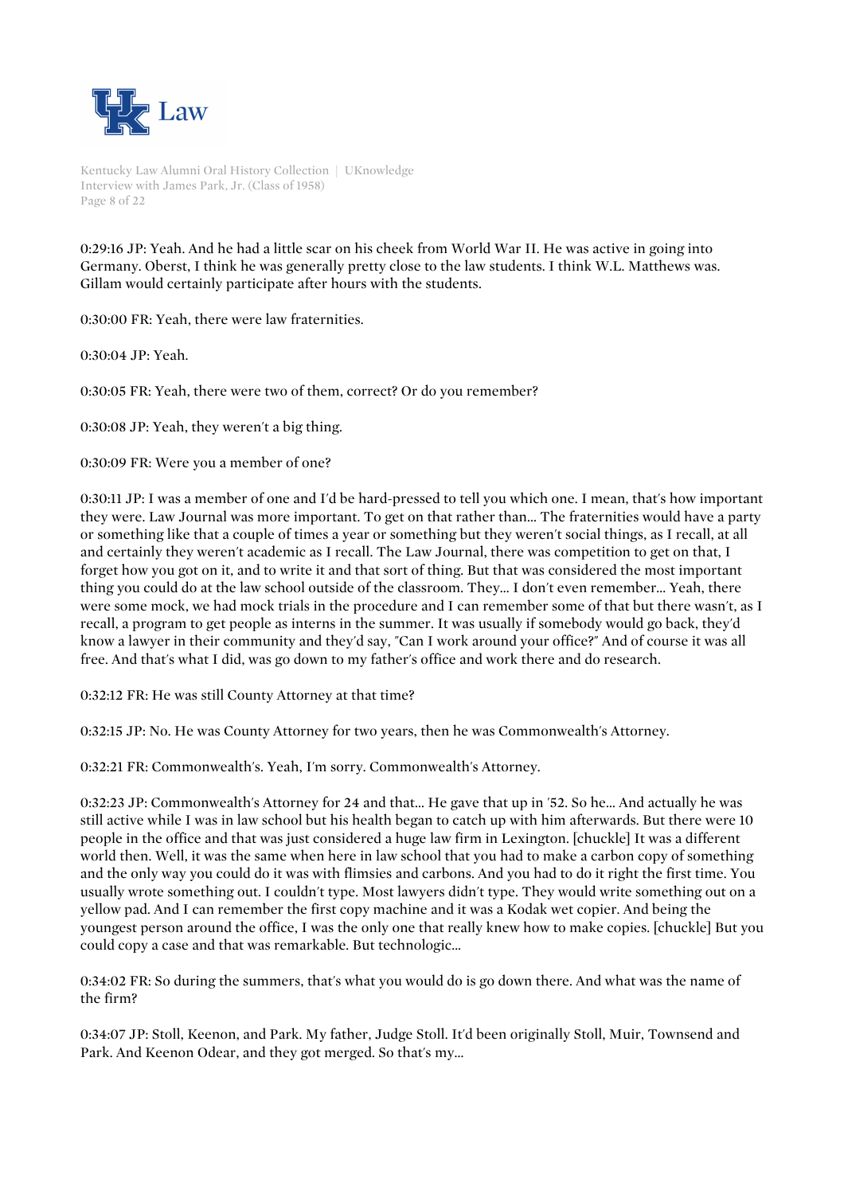0:29:16 JP: Yeah. And he had a little scar on his cheek from World War II. He was active in going into Germany. Oberst, I think he was generally pretty close to the law students. I think W.L. Matthews was. Gillam would certainly participate after hours with the students.

0:30:00 FR: Yeah, there were law fraternities.

0:30:04 JP: Yeah.

0:30:05 FR: Yeah, there were two of them, correct? Or do you remember?

0:30:08 JP: Yeah, they weren't a big thing.

0:30:09 FR: Were you a member of one?

0:30:11 JP: I was a member of one and I'd be hard-pressed to tell you which one. I mean, that's how important they were. Law Journal was more important. To get on that rather than... The fraternities would have a party or something like that a couple of times a year or something but they weren't social things, as I recall, at all and certainly they weren't academic as I recall. The Law Journal, there was competition to get on that, I forget how you got on it, and to write it and that sort of thing. But that was considered the most important thing you could do at the law school outside of the classroom. They... I don't even remember... Yeah, there were some mock, we had mock trials in the procedure and I can remember some of that but there wasn't, as I recall, a program to get people as interns in the summer. It was usually if somebody would go back, they'd know a lawyer in their community and they'd say, "Can I work around your office?" And of course it was all free. And that's what I did, was go down to my father's office and work there and do research.

0:32:12 FR: He was still County Attorney at that time?

0:32:15 JP: No. He was County Attorney for two years, then he was Commonwealth's Attorney.

0:32:21 FR: Commonwealth's. Yeah, I'm sorry. Commonwealth's Attorney.

0:32:23 JP: Commonwealth's Attorney for 24 and that... He gave that up in '52. So he... And actually he was still active while I was in law school but his health began to catch up with him afterwards. But there were 10 people in the office and that was just considered a huge law firm in Lexington. [chuckle] It was a different world then. Well, it was the same when here in law school that you had to make a carbon copy of something and the only way you could do it was with flimsies and carbons. And you had to do it right the first time. You usually wrote something out. I couldn't type. Most lawyers didn't type. They would write something out on a yellow pad. And I can remember the first copy machine and it was a Kodak wet copier. And being the youngest person around the office, I was the only one that really knew how to make copies. [chuckle] But you could copy a case and that was remarkable. But technologic...

0:34:02 FR: So during the summers, that's what you would do is go down there. And what was the name of the firm?

0:34:07 JP: Stoll, Keenon, and Park. My father, Judge Stoll. It'd been originally Stoll, Muir, Townsend and Park. And Keenon Odear, and they got merged. So that's my...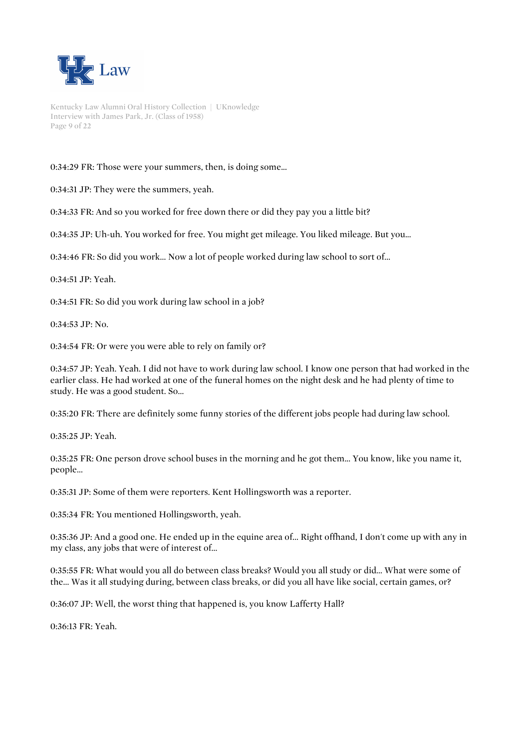0:34:29 FR: Those were your summers, then, is doing some...

0:34:31 JP: They were the summers, yeah.

0:34:33 FR: And so you worked for free down there or did they pay you a little bit?

0:34:35 JP: Uh-uh. You worked for free. You might get mileage. You liked mileage. But you...

0:34:46 FR: So did you work... Now a lot of people worked during law school to sort of...

0:34:51 JP: Yeah.

0:34:51 FR: So did you work during law school in a job?

0:34:53 JP: No.

0:34:54 FR: Or were you were able to rely on family or?

0:34:57 JP: Yeah. Yeah. I did not have to work during law school. I know one person that had worked in the earlier class. He had worked at one of the funeral homes on the night desk and he had plenty of time to study. He was a good student. So...

0:35:20 FR: There are definitely some funny stories of the different jobs people had during law school.

0:35:25 JP: Yeah.

0:35:25 FR: One person drove school buses in the morning and he got them... You know, like you name it, people...

0:35:31 JP: Some of them were reporters. Kent Hollingsworth was a reporter.

0:35:34 FR: You mentioned Hollingsworth, yeah.

0:35:36 JP: And a good one. He ended up in the equine area of... Right offhand, I don't come up with any in my class, any jobs that were of interest of...

0:35:55 FR: What would you all do between class breaks? Would you all study or did... What were some of the... Was it all studying during, between class breaks, or did you all have like social, certain games, or?

0:36:07 JP: Well, the worst thing that happened is, you know Lafferty Hall?

0:36:13 FR: Yeah.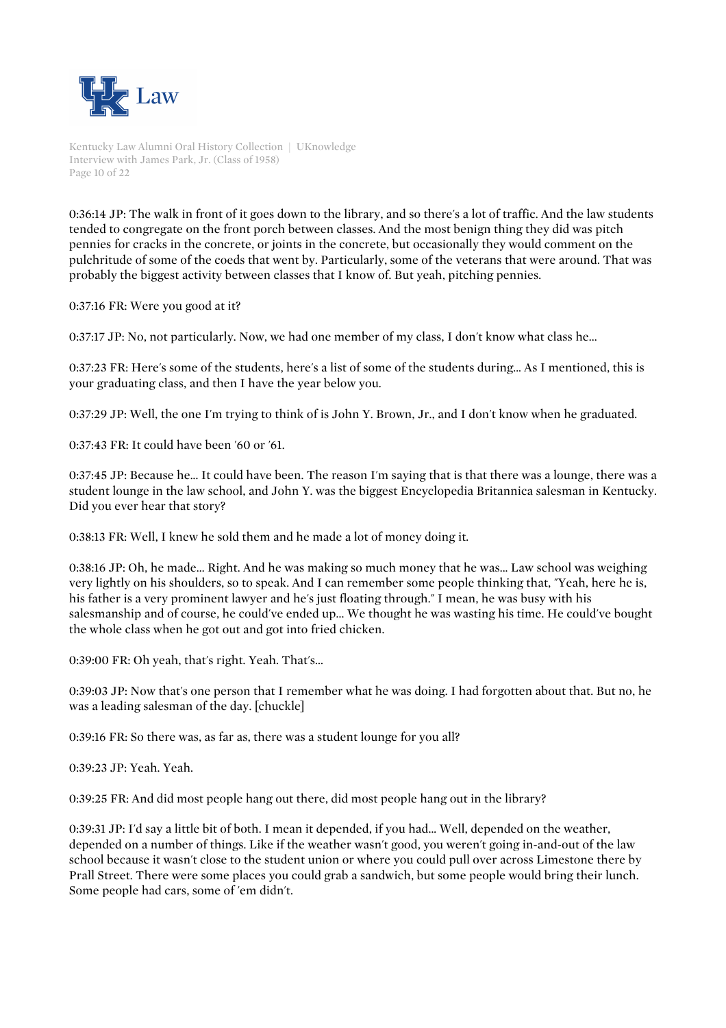0:36:14 JP: The walk in front of it goes down to the library, and so there's a lot of traffic. And the law students tended to congregate on the front porch between classes. And the most benign thing they did was pitch pennies for cracks in the concrete, or joints in the concrete, but occasionally they would comment on the pulchritude of some of the coeds that went by. Particularly, some of the veterans that were around. That was probably the biggest activity between classes that I know of. But yeah, pitching pennies.

0:37:16 FR: Were you good at it?

0:37:17 JP: No, not particularly. Now, we had one member of my class, I don't know what class he...

0:37:23 FR: Here's some of the students, here's a list of some of the students during... As I mentioned, this is your graduating class, and then I have the year below you.

0:37:29 JP: Well, the one I'm trying to think of is John Y. Brown, Jr., and I don't know when he graduated.

0:37:43 FR: It could have been '60 or '61.

0:37:45 JP: Because he... It could have been. The reason I'm saying that is that there was a lounge, there was a student lounge in the law school, and John Y. was the biggest Encyclopedia Britannica salesman in Kentucky. Did you ever hear that story?

0:38:13 FR: Well, I knew he sold them and he made a lot of money doing it.

0:38:16 JP: Oh, he made... Right. And he was making so much money that he was... Law school was weighing very lightly on his shoulders, so to speak. And I can remember some people thinking that, "Yeah, here he is, his father is a very prominent lawyer and he's just floating through." I mean, he was busy with his salesmanship and of course, he could've ended up... We thought he was wasting his time. He could've bought the whole class when he got out and got into fried chicken.

0:39:00 FR: Oh yeah, that's right. Yeah. That's...

0:39:03 JP: Now that's one person that I remember what he was doing. I had forgotten about that. But no, he was a leading salesman of the day. [chuckle]

0:39:16 FR: So there was, as far as, there was a student lounge for you all?

0:39:23 JP: Yeah. Yeah.

0:39:25 FR: And did most people hang out there, did most people hang out in the library?

0:39:31 JP: I'd say a little bit of both. I mean it depended, if you had... Well, depended on the weather, depended on a number of things. Like if the weather wasn't good, you weren't going in-and-out of the law school because it wasn't close to the student union or where you could pull over across Limestone there by Prall Street. There were some places you could grab a sandwich, but some people would bring their lunch. Some people had cars, some of 'em didn't.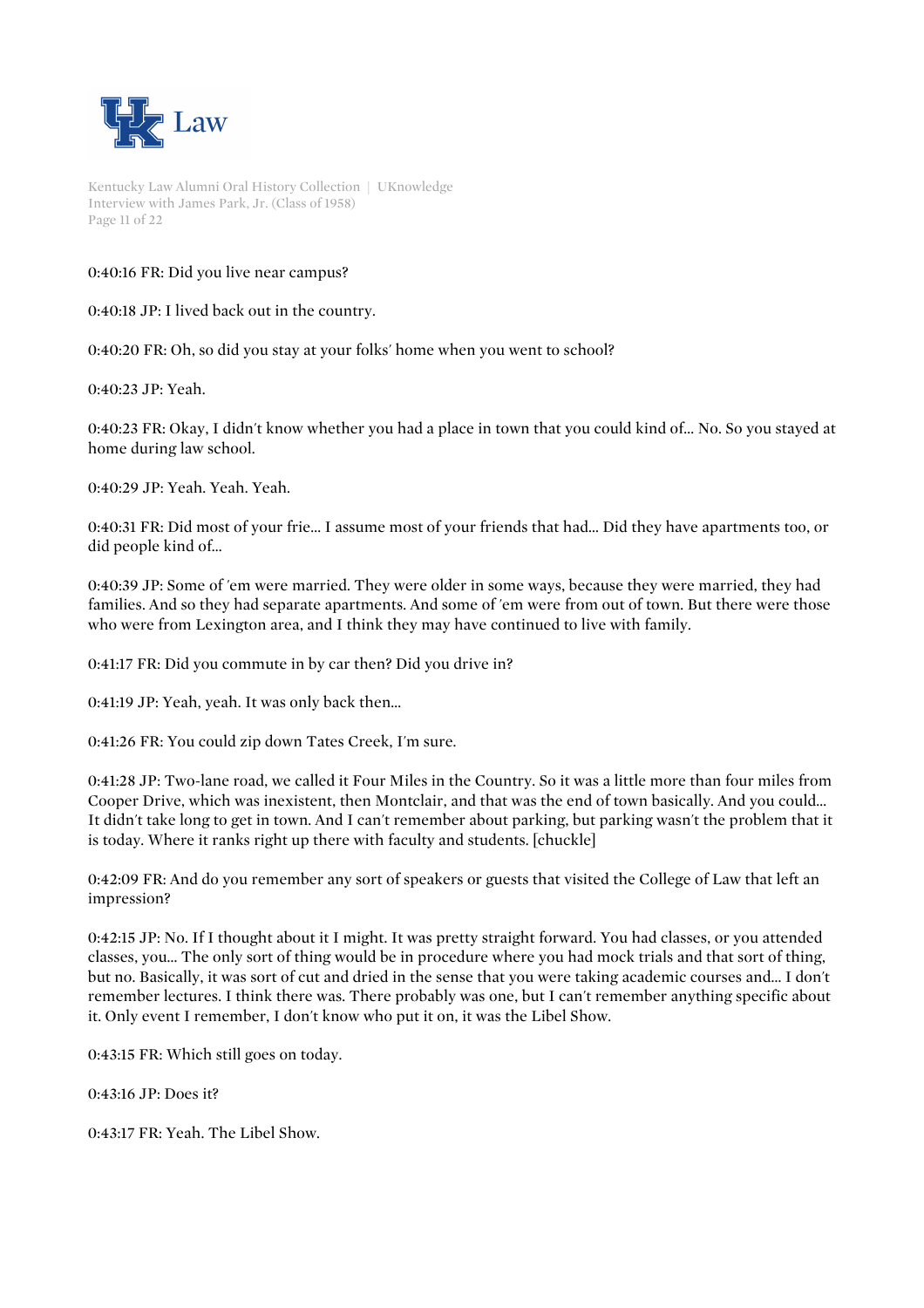0:40:16 FR: Did you live near campus?

0:40:18 JP: I lived back out in the country.

0:40:20 FR: Oh, so did you stay at your folks' home when you went to school?

0:40:23 JP: Yeah.

0:40:23 FR: Okay, I didn't know whether you had a place in town that you could kind of... No. So you stayed at home during law school.

0:40:29 JP: Yeah. Yeah. Yeah.

0:40:31 FR: Did most of your frie... I assume most of your friends that had... Did they have apartments too, or did people kind of...

0:40:39 JP: Some of 'em were married. They were older in some ways, because they were married, they had families. And so they had separate apartments. And some of 'em were from out of town. But there were those who were from Lexington area, and I think they may have continued to live with family.

0:41:17 FR: Did you commute in by car then? Did you drive in?

0:41:19 JP: Yeah, yeah. It was only back then...

0:41:26 FR: You could zip down Tates Creek, I'm sure.

0:41:28 JP: Two-lane road, we called it Four Miles in the Country. So it was a little more than four miles from Cooper Drive, which was inexistent, then Montclair, and that was the end of town basically. And you could... It didn't take long to get in town. And I can't remember about parking, but parking wasn't the problem that it is today. Where it ranks right up there with faculty and students. [chuckle]

0:42:09 FR: And do you remember any sort of speakers or guests that visited the College of Law that left an impression?

0:42:15 JP: No. If I thought about it I might. It was pretty straight forward. You had classes, or you attended classes, you... The only sort of thing would be in procedure where you had mock trials and that sort of thing, but no. Basically, it was sort of cut and dried in the sense that you were taking academic courses and... I don't remember lectures. I think there was. There probably was one, but I can't remember anything specific about it. Only event I remember, I don't know who put it on, it was the Libel Show.

0:43:15 FR: Which still goes on today.

0:43:16 JP: Does it?

0:43:17 FR: Yeah. The Libel Show.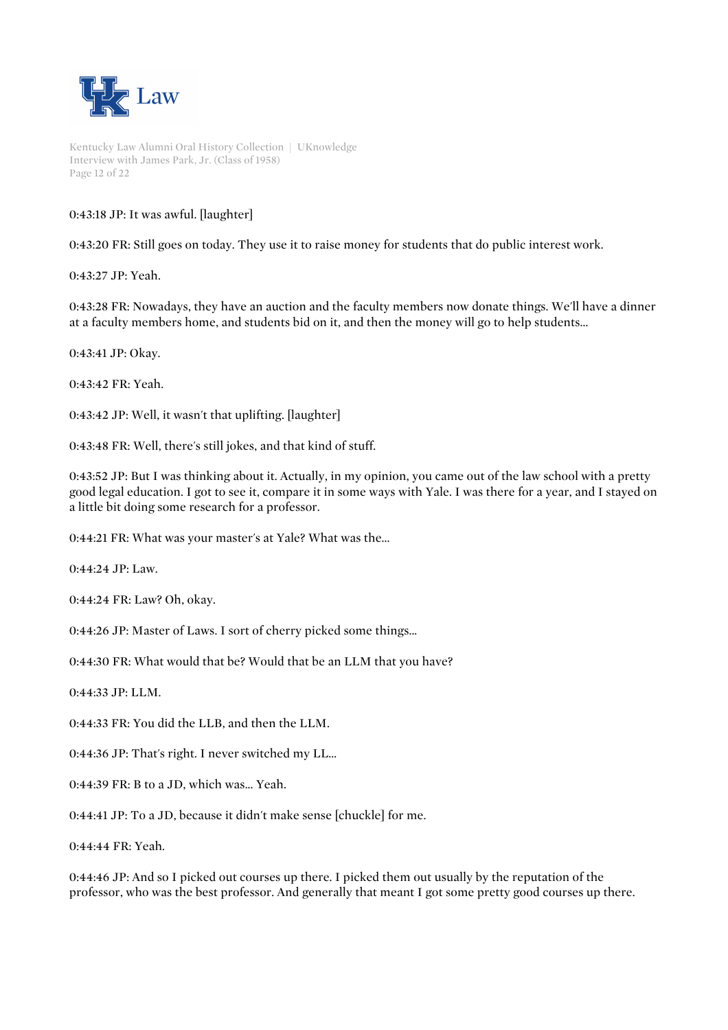0:43:18 JP: It was awful. [laughter]

0:43:20 FR: Still goes on today. They use it to raise money for students that do public interest work.

0:43:27 JP: Yeah.

0:43:28 FR: Nowadays, they have an auction and the faculty members now donate things. We'll have a dinner at a faculty members home, and students bid on it, and then the money will go to help students...

0:43:41 JP: Okay.

0:43:42 FR: Yeah.

0:43:42 JP: Well, it wasn't that uplifting. [laughter]

0:43:48 FR: Well, there's still jokes, and that kind of stuff.

0:43:52 JP: But I was thinking about it. Actually, in my opinion, you came out of the law school with a pretty good legal education. I got to see it, compare it in some ways with Yale. I was there for a year, and I stayed on a little bit doing some research for a professor.

0:44:21 FR: What was your master's at Yale? What was the...

0:44:24 JP: Law.

0:44:24 FR: Law? Oh, okay.

0:44:26 JP: Master of Laws. I sort of cherry picked some things...

0:44:30 FR: What would that be? Would that be an LLM that you have?

0:44:33 JP: LLM.

0:44:33 FR: You did the LLB, and then the LLM.

0:44:36 JP: That's right. I never switched my LL...

0:44:39 FR: B to a JD, which was... Yeah.

0:44:41 JP: To a JD, because it didn't make sense [chuckle] for me.

0:44:44 FR: Yeah.

0:44:46 JP: And so I picked out courses up there. I picked them out usually by the reputation of the professor, who was the best professor. And generally that meant I got some pretty good courses up there.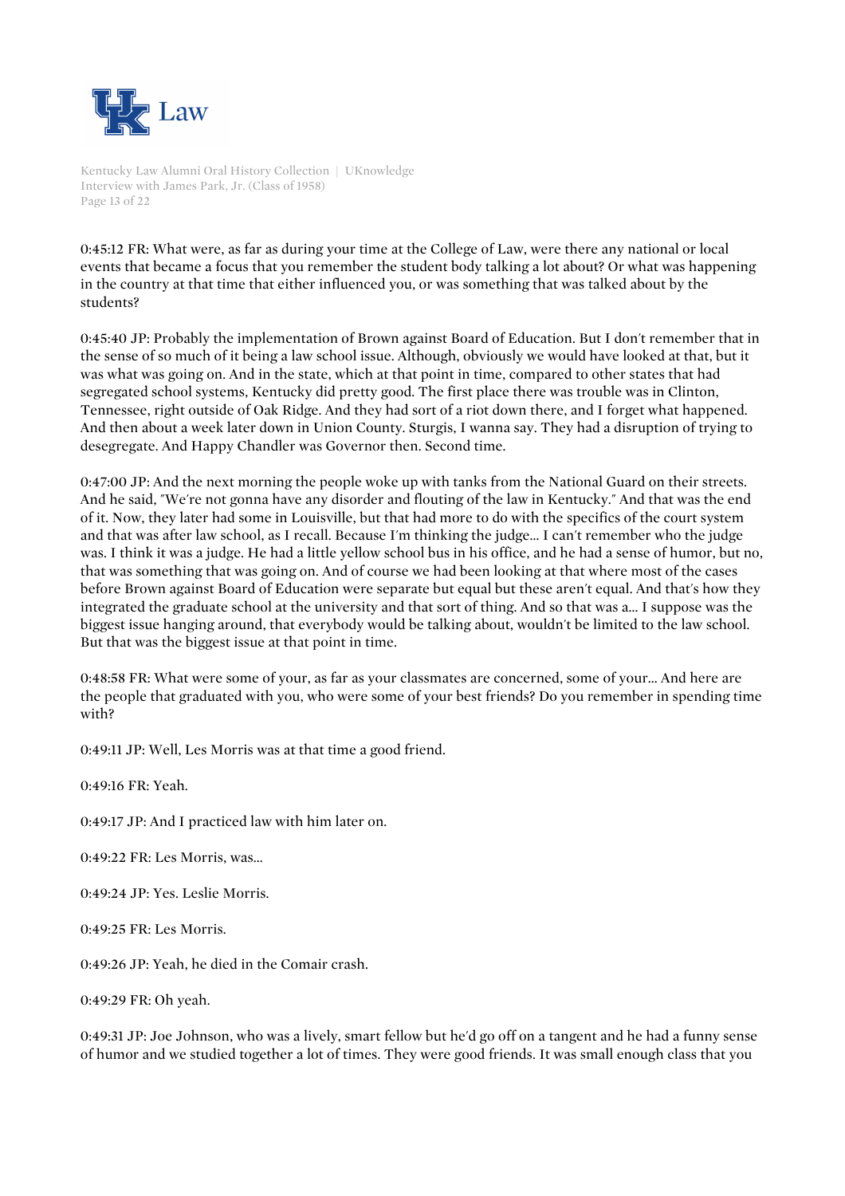0:45:12 FR: What were, as far as during your time at the College of Law, were there any national or local events that became a focus that you remember the student body talking a lot about? Or what was happening in the country at that time that either influenced you, or was something that was talked about by the students?

0:45:40 JP: Probably the implementation of Brown against Board of Education. But I don't remember that in the sense of so much of it being a law school issue. Although, obviously we would have looked at that, but it was what was going on. And in the state, which at that point in time, compared to other states that had segregated school systems, Kentucky did pretty good. The first place there was trouble was in Clinton, Tennessee, right outside of Oak Ridge. And they had sort of a riot down there, and I forget what happened. And then about a week later down in Union County. Sturgis, I wanna say. They had a disruption of trying to desegregate. And Happy Chandler was Governor then. Second time.

0:47:00 JP: And the next morning the people woke up with tanks from the National Guard on their streets. And he said, "We're not gonna have any disorder and flouting of the law in Kentucky." And that was the end of it. Now, they later had some in Louisville, but that had more to do with the specifics of the court system and that was after law school, as I recall. Because I'm thinking the judge... I can't remember who the judge was. I think it was a judge. He had a little yellow school bus in his office, and he had a sense of humor, but no, that was something that was going on. And of course we had been looking at that where most of the cases before Brown against Board of Education were separate but equal but these aren't equal. And that's how they integrated the graduate school at the university and that sort of thing. And so that was a... I suppose was the biggest issue hanging around, that everybody would be talking about, wouldn't be limited to the law school. But that was the biggest issue at that point in time.

0:48:58 FR: What were some of your, as far as your classmates are concerned, some of your... And here are the people that graduated with you, who were some of your best friends? Do you remember in spending time with?

0:49:11 JP: Well, Les Morris was at that time a good friend.

0:49:16 FR: Yeah.

0:49:17 JP: And I practiced law with him later on.

0:49:22 FR: Les Morris, was...

0:49:24 JP: Yes. Leslie Morris.

0:49:25 FR: Les Morris.

0:49:26 JP: Yeah, he died in the Comair crash.

0:49:29 FR: Oh yeah.

0:49:31 JP: Joe Johnson, who was a lively, smart fellow but he'd go off on a tangent and he had a funny sense of humor and we studied together a lot of times. They were good friends. It was small enough class that you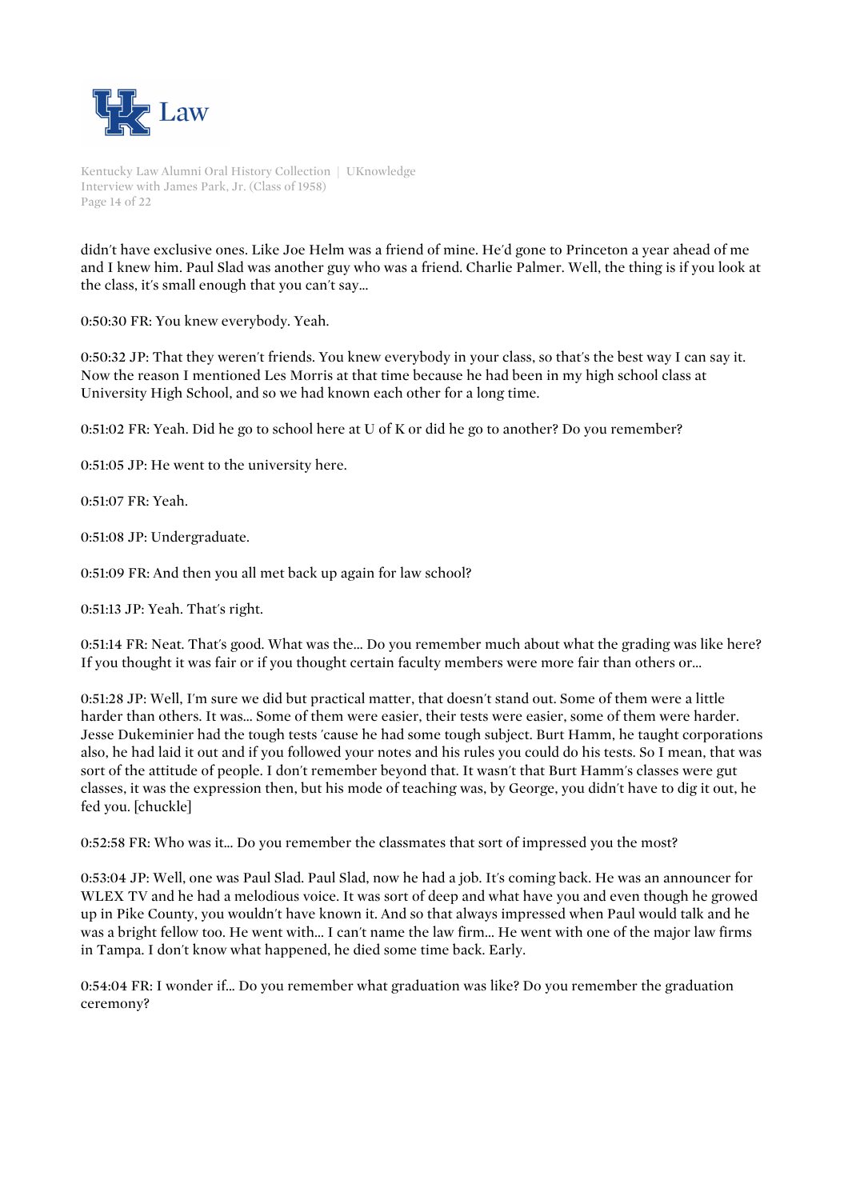didn't have exclusive ones. Like Joe Helm was a friend of mine. He'd gone to Princeton a year ahead of me and I knew him. Paul Slad was another guy who was a friend. Charlie Palmer. Well, the thing is if you look at the class, it's small enough that you can't say...

0:50:30 FR: You knew everybody. Yeah.

0:50:32 JP: That they weren't friends. You knew everybody in your class, so that's the best way I can say it. Now the reason I mentioned Les Morris at that time because he had been in my high school class at University High School, and so we had known each other for a long time.

0:51:02 FR: Yeah. Did he go to school here at U of K or did he go to another? Do you remember?

0:51:05 JP: He went to the university here.

0:51:07 FR: Yeah.

0:51:08 JP: Undergraduate.

0:51:09 FR: And then you all met back up again for law school?

0:51:13 JP: Yeah. That's right.

0:51:14 FR: Neat. That's good. What was the... Do you remember much about what the grading was like here? If you thought it was fair or if you thought certain faculty members were more fair than others or...

0:51:28 JP: Well, I'm sure we did but practical matter, that doesn't stand out. Some of them were a little harder than others. It was... Some of them were easier, their tests were easier, some of them were harder. Jesse Dukeminier had the tough tests 'cause he had some tough subject. Burt Hamm, he taught corporations also, he had laid it out and if you followed your notes and his rules you could do his tests. So I mean, that was sort of the attitude of people. I don't remember beyond that. It wasn't that Burt Hamm's classes were gut classes, it was the expression then, but his mode of teaching was, by George, you didn't have to dig it out, he fed you. [chuckle]

0:52:58 FR: Who was it... Do you remember the classmates that sort of impressed you the most?

0:53:04 JP: Well, one was Paul Slad. Paul Slad, now he had a job. It's coming back. He was an announcer for WLEX TV and he had a melodious voice. It was sort of deep and what have you and even though he growed up in Pike County, you wouldn't have known it. And so that always impressed when Paul would talk and he was a bright fellow too. He went with... I can't name the law firm... He went with one of the major law firms in Tampa. I don't know what happened, he died some time back. Early.

0:54:04 FR: I wonder if... Do you remember what graduation was like? Do you remember the graduation ceremony?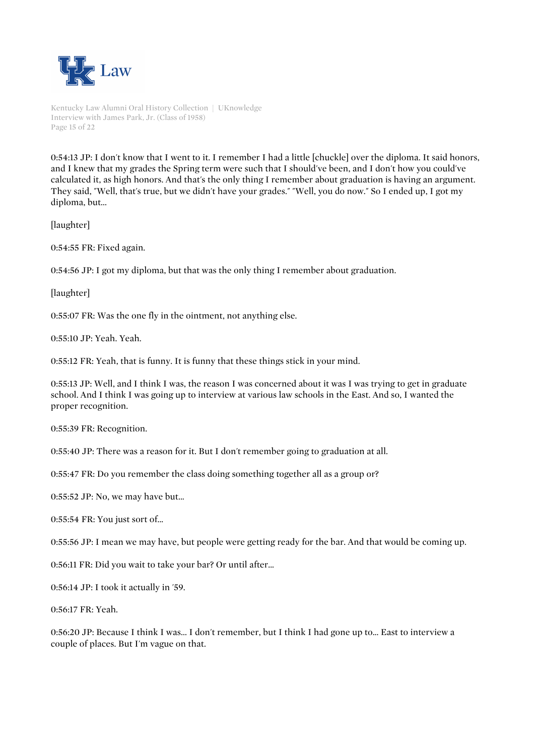0:54:13 JP: I don't know that I went to it. I remember I had a little [chuckle] over the diploma. It said honors, and I knew that my grades the Spring term were such that I should've been, and I don't how you could've calculated it, as high honors. And that's the only thing I remember about graduation is having an argument. They said, "Well, that's true, but we didn't have your grades." "Well, you do now." So I ended up, I got my diploma, but...

[laughter]

0:54:55 FR: Fixed again.

0:54:56 JP: I got my diploma, but that was the only thing I remember about graduation.

[laughter]

0:55:07 FR: Was the one fly in the ointment, not anything else.

0:55:10 JP: Yeah. Yeah.

0:55:12 FR: Yeah, that is funny. It is funny that these things stick in your mind.

0:55:13 JP: Well, and I think I was, the reason I was concerned about it was I was trying to get in graduate school. And I think I was going up to interview at various law schools in the East. And so, I wanted the proper recognition.

0:55:39 FR: Recognition.

0:55:40 JP: There was a reason for it. But I don't remember going to graduation at all.

0:55:47 FR: Do you remember the class doing something together all as a group or?

0:55:52 JP: No, we may have but...

0:55:54 FR: You just sort of...

0:55:56 JP: I mean we may have, but people were getting ready for the bar. And that would be coming up.

0:56:11 FR: Did you wait to take your bar? Or until after...

0:56:14 JP: I took it actually in '59.

0:56:17 FR: Yeah.

0:56:20 JP: Because I think I was... I don't remember, but I think I had gone up to... East to interview a couple of places. But I'm vague on that.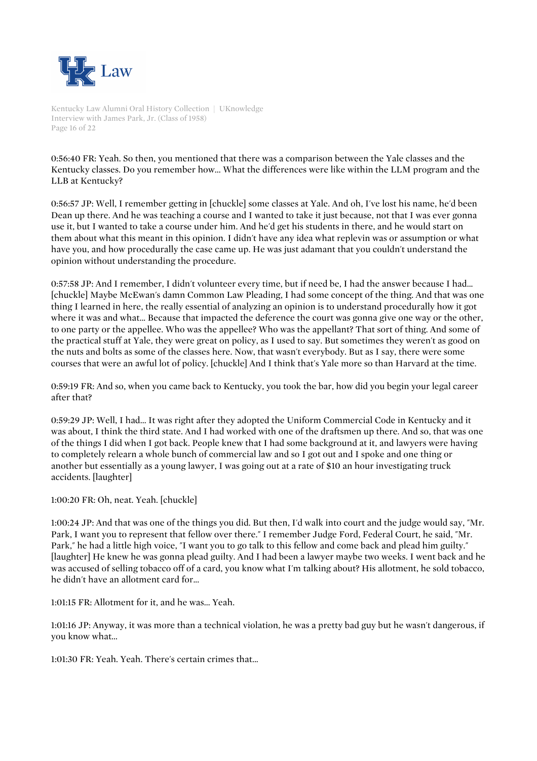0:56:40 FR: Yeah. So then, you mentioned that there was a comparison between the Yale classes and the Kentucky classes. Do you remember how... What the differences were like within the LLM program and the LLB at Kentucky?

0:56:57 JP: Well, I remember getting in [chuckle] some classes at Yale. And oh, I've lost his name, he'd been Dean up there. And he was teaching a course and I wanted to take it just because, not that I was ever gonna use it, but I wanted to take a course under him. And he'd get his students in there, and he would start on them about what this meant in this opinion. I didn't have any idea what replevin was or assumption or what have you, and how procedurally the case came up. He was just adamant that you couldn't understand the opinion without understanding the procedure.

0:57:58 JP: And I remember, I didn't volunteer every time, but if need be, I had the answer because I had... [chuckle] Maybe McEwan's damn Common Law Pleading, I had some concept of the thing. And that was one thing I learned in here, the really essential of analyzing an opinion is to understand procedurally how it got where it was and what... Because that impacted the deference the court was gonna give one way or the other, to one party or the appellee. Who was the appellee? Who was the appellant? That sort of thing. And some of the practical stuff at Yale, they were great on policy, as I used to say. But sometimes they weren't as good on the nuts and bolts as some of the classes here. Now, that wasn't everybody. But as I say, there were some courses that were an awful lot of policy. [chuckle] And I think that's Yale more so than Harvard at the time.

0:59:19 FR: And so, when you came back to Kentucky, you took the bar, how did you begin your legal career after that?

0:59:29 JP: Well, I had... It was right after they adopted the Uniform Commercial Code in Kentucky and it was about, I think the third state. And I had worked with one of the draftsmen up there. And so, that was one of the things I did when I got back. People knew that I had some background at it, and lawyers were having to completely relearn a whole bunch of commercial law and so I got out and I spoke and one thing or another but essentially as a young lawyer, I was going out at a rate of $10 an hour investigating truck accidents. [laughter]

1:00:20 FR: Oh, neat. Yeah. [chuckle]

1:00:24 JP: And that was one of the things you did. But then, I'd walk into court and the judge would say, "Mr. Park, I want you to represent that fellow over there." I remember Judge Ford, Federal Court, he said, "Mr. Park," he had a little high voice, "I want you to go talk to this fellow and come back and plead him guilty." [laughter] He knew he was gonna plead guilty. And I had been a lawyer maybe two weeks. I went back and he was accused of selling tobacco off of a card, you know what I'm talking about? His allotment, he sold tobacco, he didn't have an allotment card for...

1:01:15 FR: Allotment for it, and he was... Yeah.

1:01:16 JP: Anyway, it was more than a technical violation, he was a pretty bad guy but he wasn't dangerous, if you know what...

1:01:30 FR: Yeah. Yeah. There's certain crimes that...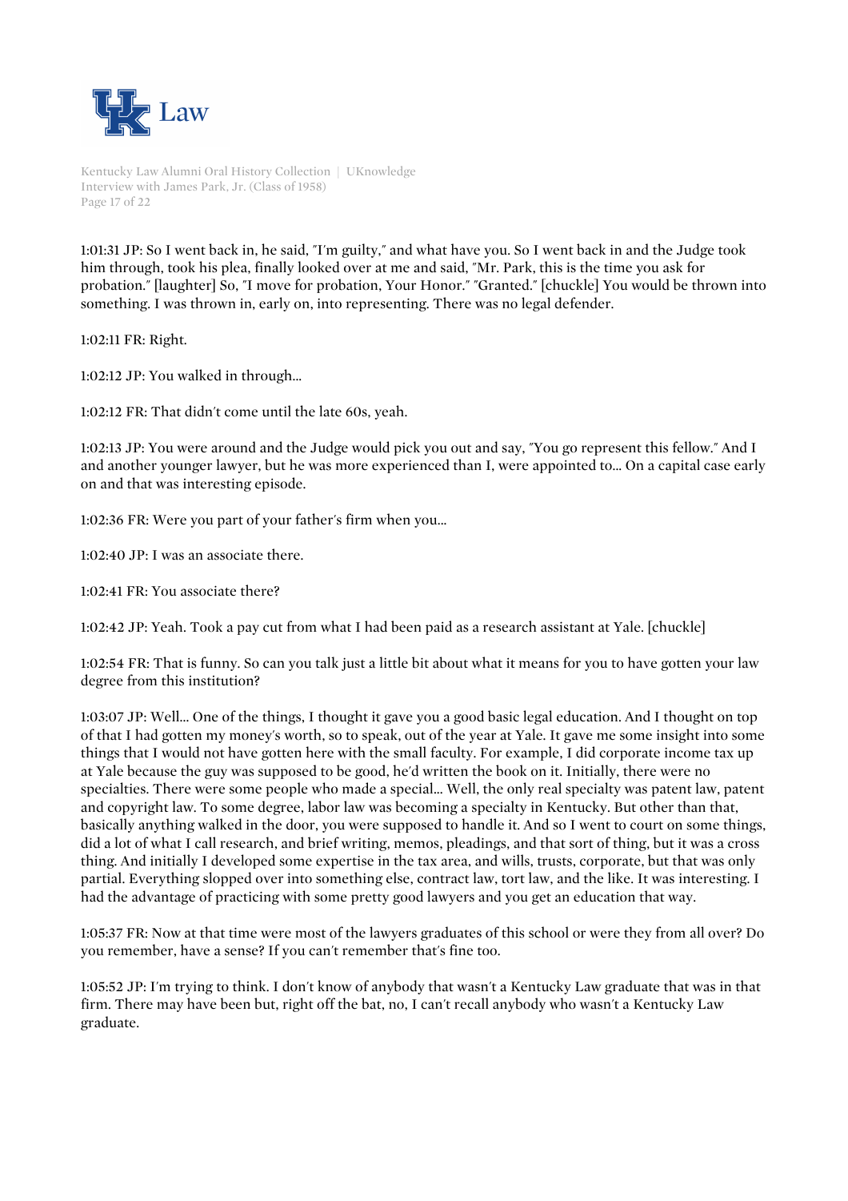1:01:31 JP: So I went back in, he said, "I'm guilty," and what have you. So I went back in and the Judge took him through, took his plea, finally looked over at me and said, "Mr. Park, this is the time you ask for probation." [laughter] So, "I move for probation, Your Honor." "Granted." [chuckle] You would be thrown into something. I was thrown in, early on, into representing. There was no legal defender.

1:02:11 FR: Right.

1:02:12 JP: You walked in through...

1:02:12 FR: That didn't come until the late 60s, yeah.

1:02:13 JP: You were around and the Judge would pick you out and say, "You go represent this fellow." And I and another younger lawyer, but he was more experienced than I, were appointed to... On a capital case early on and that was interesting episode.

1:02:36 FR: Were you part of your father's firm when you...

1:02:40 JP: I was an associate there.

1:02:41 FR: You associate there?

1:02:42 JP: Yeah. Took a pay cut from what I had been paid as a research assistant at Yale. [chuckle]

1:02:54 FR: That is funny. So can you talk just a little bit about what it means for you to have gotten your law degree from this institution?

1:03:07 JP: Well... One of the things, I thought it gave you a good basic legal education. And I thought on top of that I had gotten my money's worth, so to speak, out of the year at Yale. It gave me some insight into some things that I would not have gotten here with the small faculty. For example, I did corporate income tax up at Yale because the guy was supposed to be good, he'd written the book on it. Initially, there were no specialties. There were some people who made a special... Well, the only real specialty was patent law, patent and copyright law. To some degree, labor law was becoming a specialty in Kentucky. But other than that, basically anything walked in the door, you were supposed to handle it. And so I went to court on some things, did a lot of what I call research, and brief writing, memos, pleadings, and that sort of thing, but it was a cross thing. And initially I developed some expertise in the tax area, and wills, trusts, corporate, but that was only partial. Everything slopped over into something else, contract law, tort law, and the like. It was interesting. I had the advantage of practicing with some pretty good lawyers and you get an education that way.

1:05:37 FR: Now at that time were most of the lawyers graduates of this school or were they from all over? Do you remember, have a sense? If you can't remember that's fine too.

1:05:52 JP: I'm trying to think. I don't know of anybody that wasn't a Kentucky Law graduate that was in that firm. There may have been but, right off the bat, no, I can't recall anybody who wasn't a Kentucky Law graduate.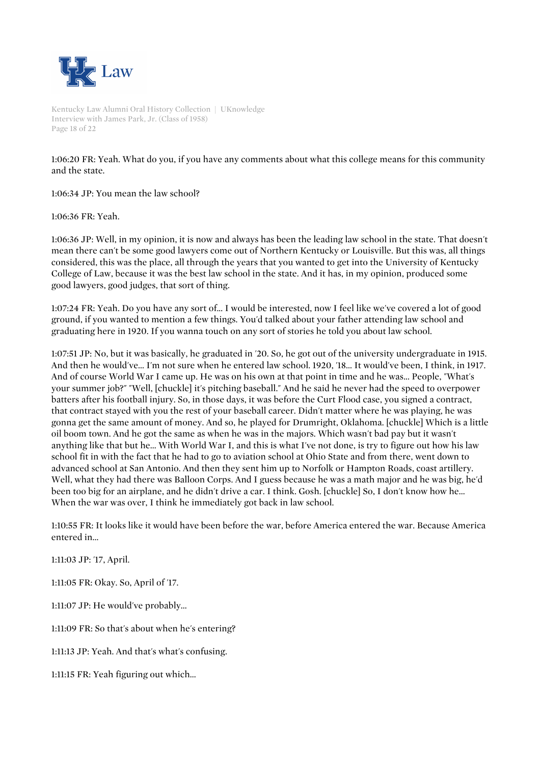1:06:20 FR: Yeah. What do you, if you have any comments about what this college means for this community and the state.

1:06:34 JP: You mean the law school?

1:06:36 FR: Yeah.

1:06:36 JP: Well, in my opinion, it is now and always has been the leading law school in the state. That doesn't mean there can't be some good lawyers come out of Northern Kentucky or Louisville. But this was, all things considered, this was the place, all through the years that you wanted to get into the University of Kentucky College of Law, because it was the best law school in the state. And it has, in my opinion, produced some good lawyers, good judges, that sort of thing.

1:07:24 FR: Yeah. Do you have any sort of... I would be interested, now I feel like we've covered a lot of good ground, if you wanted to mention a few things. You'd talked about your father attending law school and graduating here in 1920. If you wanna touch on any sort of stories he told you about law school.

1:07:51 JP: No, but it was basically, he graduated in '20. So, he got out of the university undergraduate in 1915. And then he would've... I'm not sure when he entered law school. 1920, '18... It would've been, I think, in 1917. And of course World War I came up. He was on his own at that point in time and he was... People, "What's your summer job?" "Well, [chuckle] it's pitching baseball." And he said he never had the speed to overpower batters after his football injury. So, in those days, it was before the Curt Flood case, you signed a contract, that contract stayed with you the rest of your baseball career. Didn't matter where he was playing, he was gonna get the same amount of money. And so, he played for Drumright, Oklahoma. [chuckle] Which is a little oil boom town. And he got the same as when he was in the majors. Which wasn't bad pay but it wasn't anything like that but he... With World War I, and this is what I've not done, is try to figure out how his law school fit in with the fact that he had to go to aviation school at Ohio State and from there, went down to advanced school at San Antonio. And then they sent him up to Norfolk or Hampton Roads, coast artillery. Well, what they had there was Balloon Corps. And I guess because he was a math major and he was big, he'd been too big for an airplane, and he didn't drive a car. I think. Gosh. [chuckle] So, I don't know how he... When the war was over, I think he immediately got back in law school.

1:10:55 FR: It looks like it would have been before the war, before America entered the war. Because America entered in...

1:11:03 JP: '17, April.

1:11:05 FR: Okay. So, April of '17.

1:11:07 JP: He would've probably...

1:11:09 FR: So that's about when he's entering?

1:11:13 JP: Yeah. And that's what's confusing.

1:11:15 FR: Yeah figuring out which...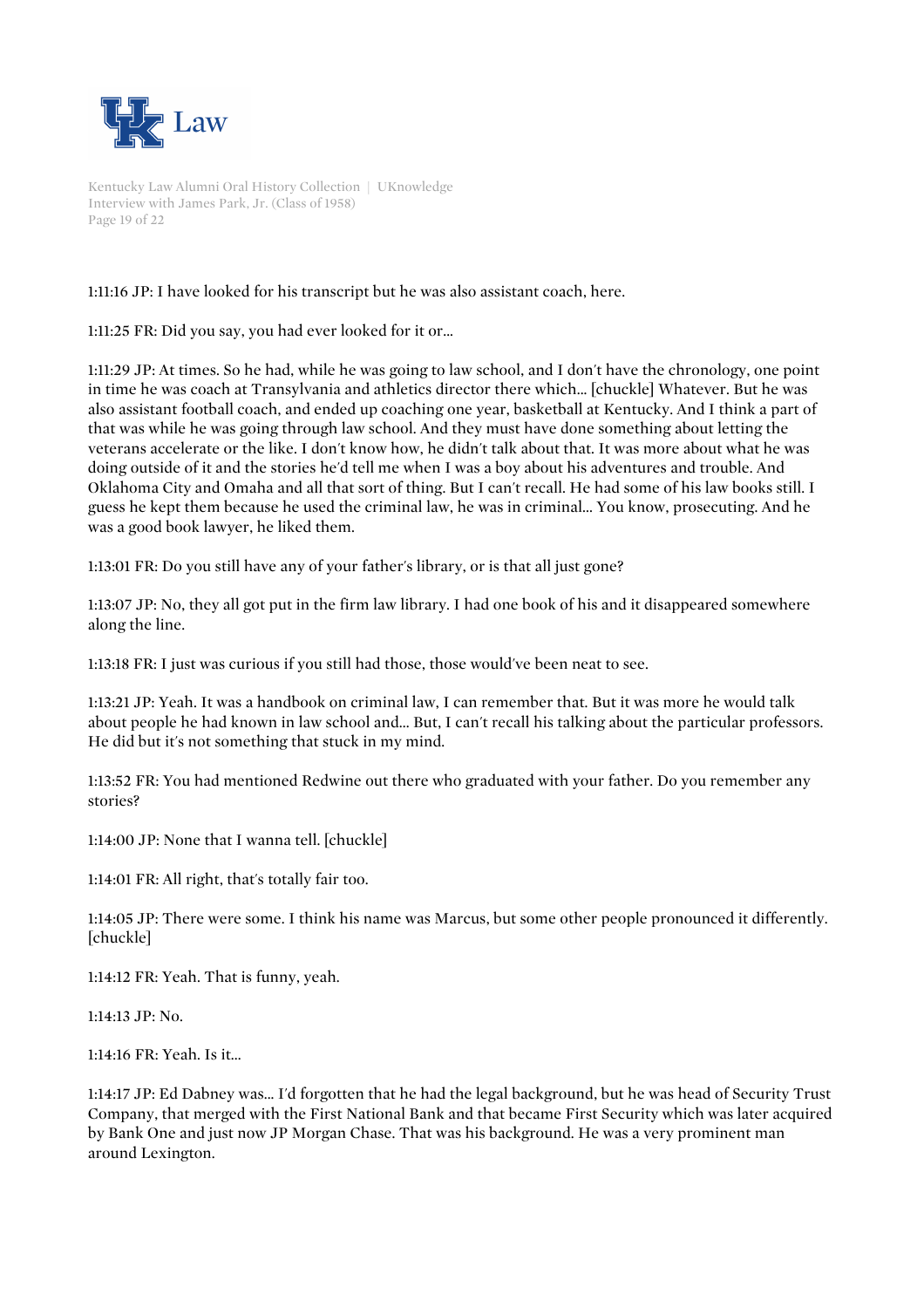1:11:16 JP: I have looked for his transcript but he was also assistant coach, here.

1:11:25 FR: Did you say, you had ever looked for it or...

1:11:29 JP: At times. So he had, while he was going to law school, and I don't have the chronology, one point in time he was coach at Transylvania and athletics director there which... [chuckle] Whatever. But he was also assistant football coach, and ended up coaching one year, basketball at Kentucky. And I think a part of that was while he was going through law school. And they must have done something about letting the veterans accelerate or the like. I don't know how, he didn't talk about that. It was more about what he was doing outside of it and the stories he'd tell me when I was a boy about his adventures and trouble. And Oklahoma City and Omaha and all that sort of thing. But I can't recall. He had some of his law books still. I guess he kept them because he used the criminal law, he was in criminal... You know, prosecuting. And he was a good book lawyer, he liked them.

1:13:01 FR: Do you still have any of your father's library, or is that all just gone?

1:13:07 JP: No, they all got put in the firm law library. I had one book of his and it disappeared somewhere along the line.

1:13:18 FR: I just was curious if you still had those, those would've been neat to see.

1:13:21 JP: Yeah. It was a handbook on criminal law, I can remember that. But it was more he would talk about people he had known in law school and... But, I can't recall his talking about the particular professors. He did but it's not something that stuck in my mind.

1:13:52 FR: You had mentioned Redwine out there who graduated with your father. Do you remember any stories?

1:14:00 JP: None that I wanna tell. [chuckle]

1:14:01 FR: All right, that's totally fair too.

1:14:05 JP: There were some. I think his name was Marcus, but some other people pronounced it differently. [chuckle]

1:14:12 FR: Yeah. That is funny, yeah.

1:14:13 JP: No.

1:14:16 FR: Yeah. Is it...

1:14:17 JP: Ed Dabney was... I'd forgotten that he had the legal background, but he was head of Security Trust Company, that merged with the First National Bank and that became First Security which was later acquired by Bank One and just now JP Morgan Chase. That was his background. He was a very prominent man around Lexington.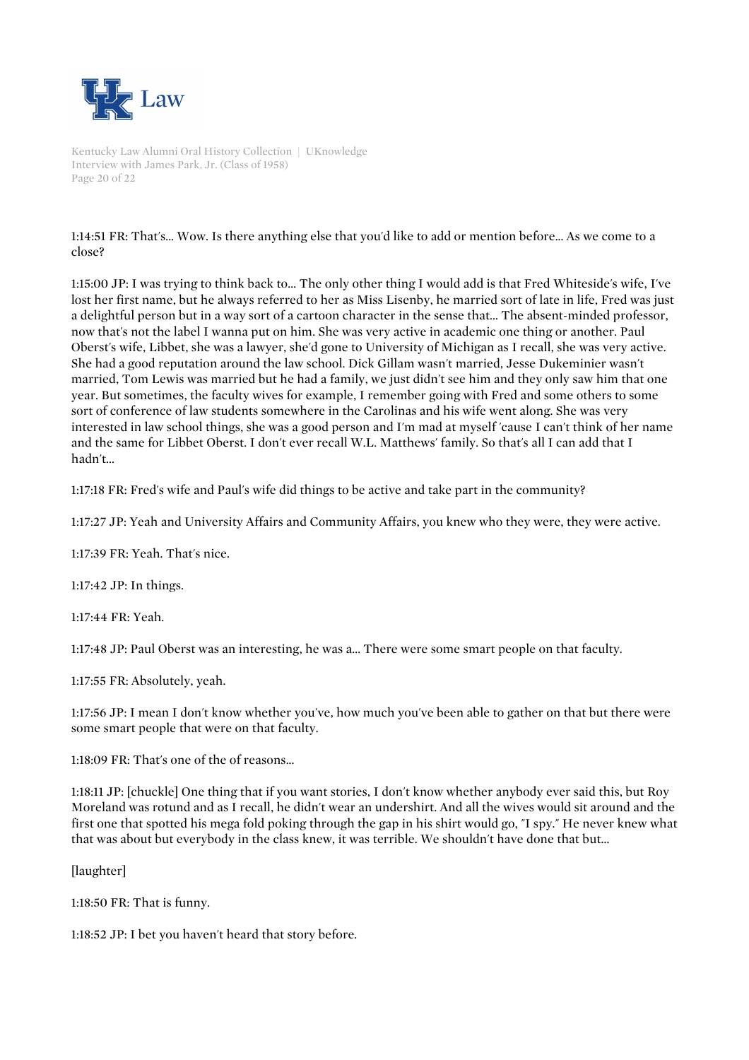1:14:51 FR: That's… Wow. Is there anything else that you'd like to add or mention before… As we come to a close?

1:15:00 JP: I was trying to think back to… The only other thing I would add is that Fred Whiteside's wife, I've lost her first name, but he always referred to her as Miss Lisenby, he married sort of late in life, Fred was just a delightful person but in a way sort of a cartoon character in the sense that… The absent-minded professor, now that's not the label I wanna put on him. She was very active in academic one thing or another. Paul Oberst's wife, Libbet, she was a lawyer, she'd gone to University of Michigan as I recall, she was very active. She had a good reputation around the law school. Dick Gillam wasn't married, Jesse Dukeminier wasn't married, Tom Lewis was married but he had a family, we just didn't see him and they only saw him that one year. But sometimes, the faculty wives for example, I remember going with Fred and some others to some sort of conference of law students somewhere in the Carolinas and his wife went along. She was very interested in law school things, she was a good person and I'm mad at myself 'cause I can't think of her name and the same for Libbet Oberst. I don't ever recall W.L. Matthews' family. So that's all I can add that I hadn't…

1:17:18 FR: Fred's wife and Paul's wife did things to be active and take part in the community?

1:17:27 JP: Yeah and University Affairs and Community Affairs, you knew who they were, they were active.

1:17:39 FR: Yeah. That's nice.

1:17:42 JP: In things.

1:17:44 FR: Yeah.

1:17:48 JP: Paul Oberst was an interesting, he was a… There were some smart people on that faculty.

1:17:55 FR: Absolutely, yeah.

1:17:56 JP: I mean I don't know whether you've, how much you've been able to gather on that but there were some smart people that were on that faculty.

1:18:09 FR: That's one of the of reasons…

1:18:11 JP: [chuckle] One thing that if you want stories, I don't know whether anybody ever said this, but Roy Moreland was rotund and as I recall, he didn't wear an undershirt. And all the wives would sit around and the first one that spotted his mega fold poking through the gap in his shirt would go, "I spy." He never knew what that was about but everybody in the class knew, it was terrible. We shouldn't have done that but…

[laughter]

1:18:50 FR: That is funny.

1:18:52 JP: I bet you haven't heard that story before.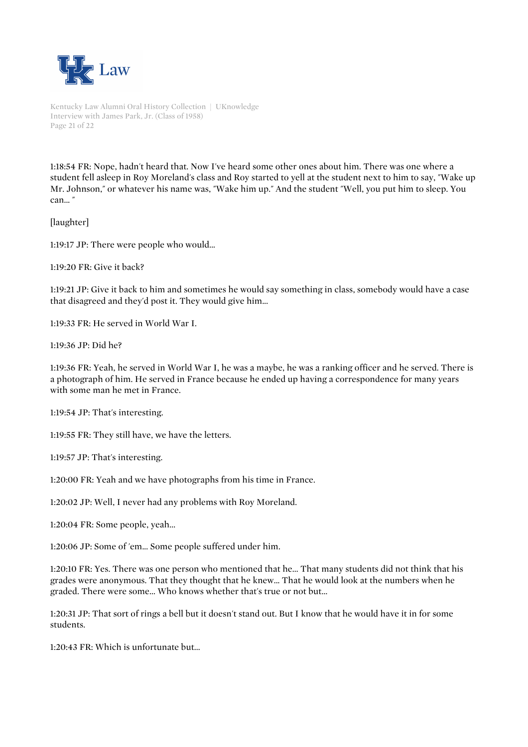1:18:54 FR: Nope, hadn't heard that. Now I've heard some other ones about him. There was one where a student fell asleep in Roy Moreland's class and Roy started to yell at the student next to him to say, "Wake up Mr. Johnson," or whatever his name was, "Wake him up." And the student "Well, you put him to sleep. You can… "

[laughter]

1:19:17 JP: There were people who would…

1:19:20 FR: Give it back?

1:19:21 JP: Give it back to him and sometimes he would say something in class, somebody would have a case that disagreed and they'd post it. They would give him…

1:19:33 FR: He served in World War I.

1:19:36 JP: Did he?

1:19:36 FR: Yeah, he served in World War I, he was a maybe, he was a ranking officer and he served. There is a photograph of him. He served in France because he ended up having a correspondence for many years with some man he met in France.

1:19:54 JP: That's interesting.

1:19:55 FR: They still have, we have the letters.

1:19:57 JP: That's interesting.

1:20:00 FR: Yeah and we have photographs from his time in France.

1:20:02 JP: Well, I never had any problems with Roy Moreland.

1:20:04 FR: Some people, yeah…

1:20:06 JP: Some of 'em… Some people suffered under him.

1:20:10 FR: Yes. There was one person who mentioned that he… That many students did not think that his grades were anonymous. That they thought that he knew… That he would look at the numbers when he graded. There were some… Who knows whether that's true or not but…

1:20:31 JP: That sort of rings a bell but it doesn't stand out. But I know that he would have it in for some students.

1:20:43 FR: Which is unfortunate but…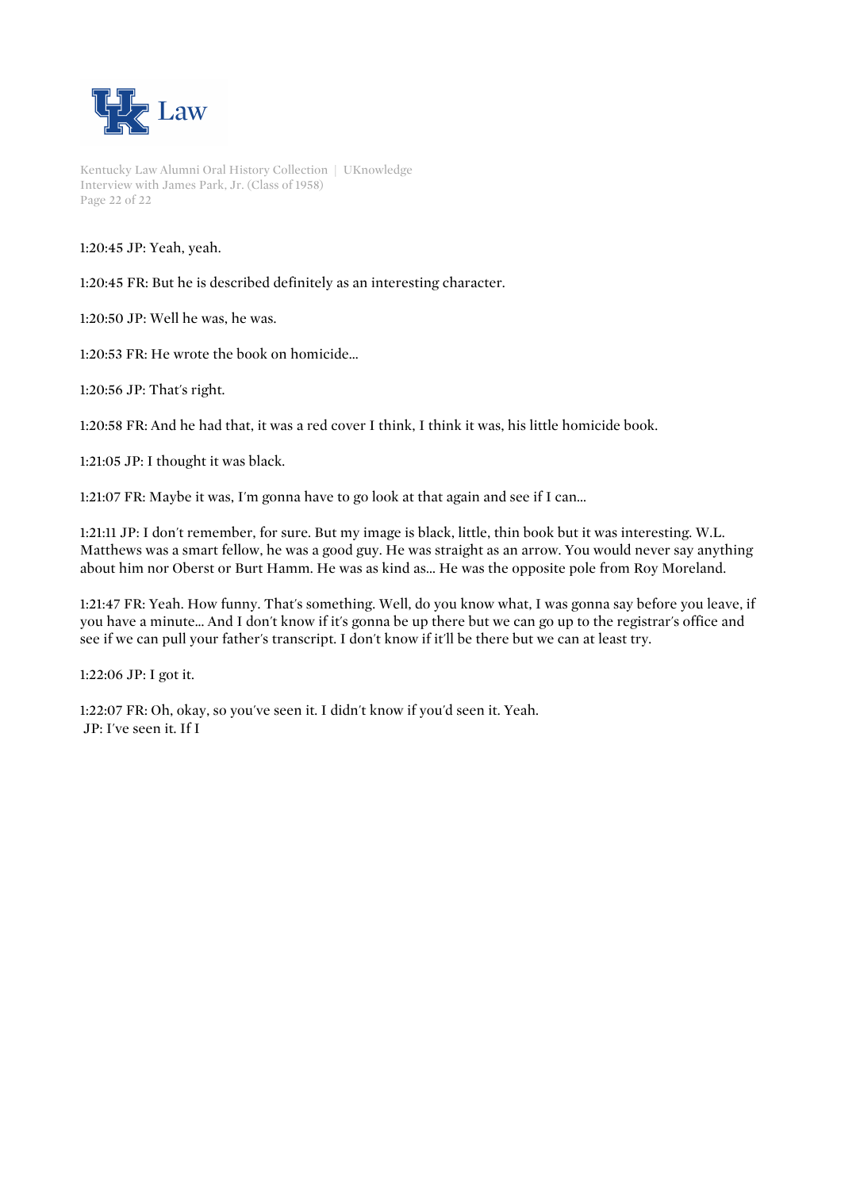1:20:45 JP: Yeah, yeah.

1:20:45 FR: But he is described definitely as an interesting character.

1:20:50 JP: Well he was, he was.

1:20:53 FR: He wrote the book on homicide...

1:20:56 JP: That's right.

1:20:58 FR: And he had that, it was a red cover I think, I think it was, his little homicide book.

1:21:05 JP: I thought it was black.

1:21:07 FR: Maybe it was, I'm gonna have to go look at that again and see if I can...

1:21:11 JP: I don't remember, for sure. But my image is black, little, thin book but it was interesting. W.L. Matthews was a smart fellow, he was a good guy. He was straight as an arrow. You would never say anything about him nor Oberst or Burt Hamm. He was as kind as... He was the opposite pole from Roy Moreland.

1:21:47 FR: Yeah. How funny. That's something. Well, do you know what, I was gonna say before you leave, if you have a minute... And I don't know if it's gonna be up there but we can go up to the registrar's office and see if we can pull your father's transcript. I don't know if it'll be there but we can at least try.

1:22:06 JP: I got it.

1:22:07 FR: Oh, okay, so you've seen it. I didn't know if you'd seen it. Yeah.
JP: I've seen it. If I